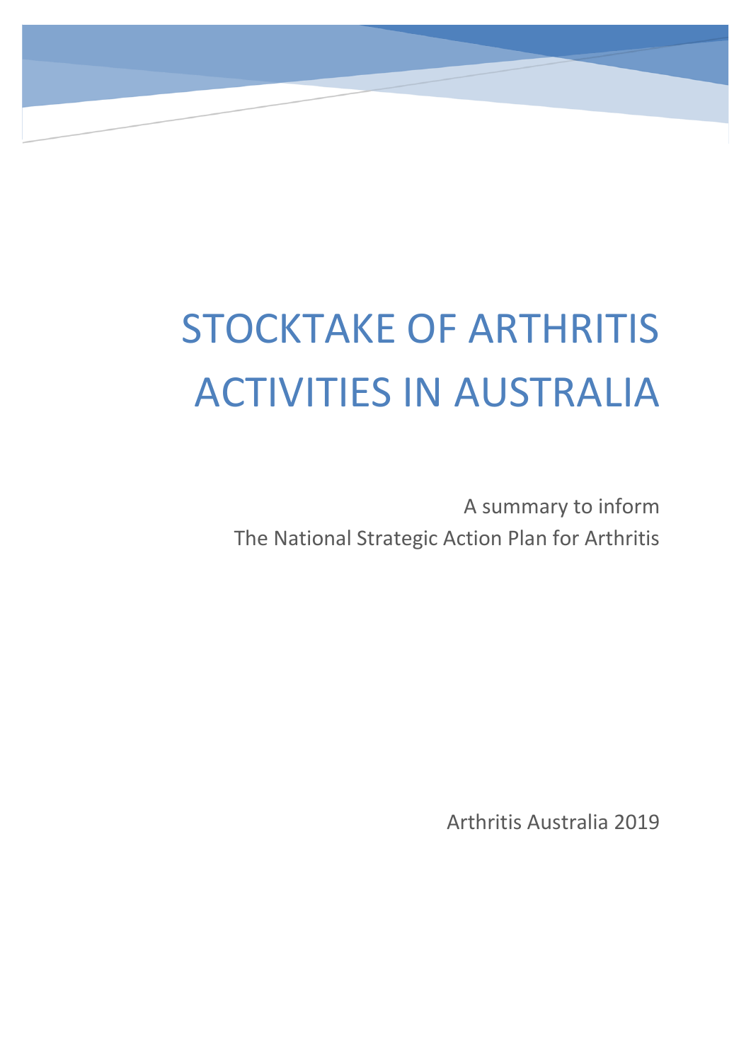# STOCKTAKE OF ARTHRITIS ACTIVITIES IN AUSTRALIA

A summary to inform
The National Strategic Action Plan for Arthritis

Arthritis Australia 2019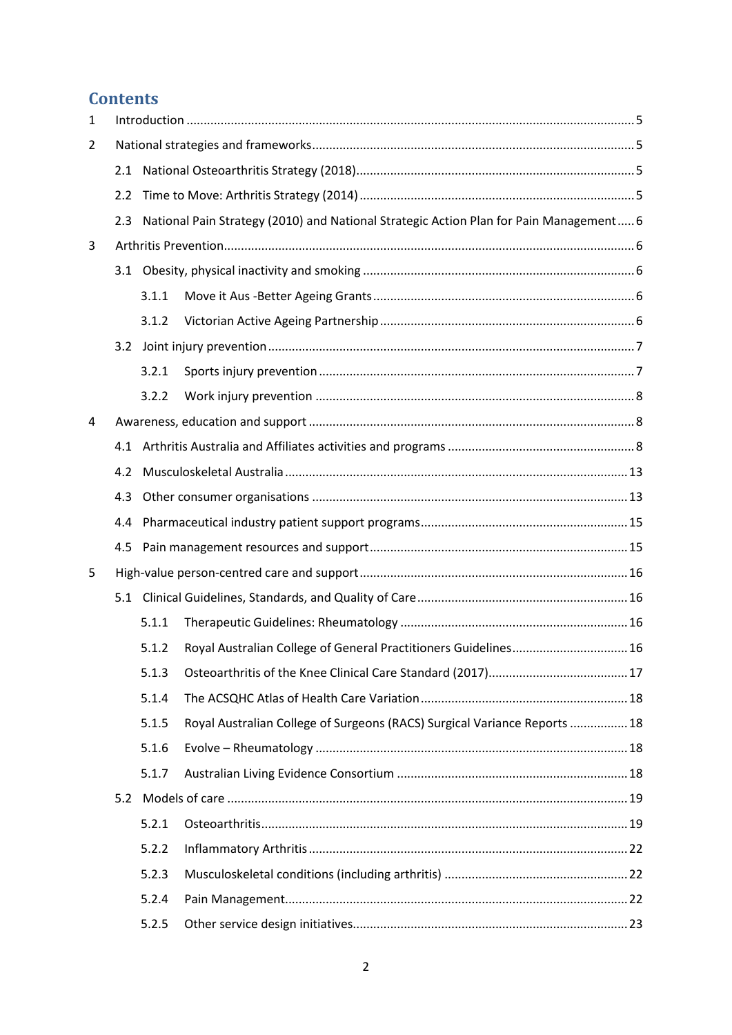## Contents

1 Introduction ..... 5

2 National strategies and frameworks ..... 5

- 2.1 National Osteoarthritis Strategy (2018) ..... 5
- 2.2 Time to Move: Arthritis Strategy (2014) ..... 5
- 2.3 National Pain Strategy (2010) and National Strategic Action Plan for Pain Management ..... 6

3 Arthritis Prevention ..... 6

- 3.1 Obesity, physical inactivity and smoking ..... 6
  - 3.1.1 Move it Aus -Better Ageing Grants ..... 6
  - 3.1.2 Victorian Active Ageing Partnership ..... 6
- 3.2 Joint injury prevention ..... 7
  - 3.2.1 Sports injury prevention ..... 7
  - 3.2.2 Work injury prevention ..... 8

4 Awareness, education and support ..... 8

- 4.1 Arthritis Australia and Affiliates activities and programs ..... 8
- 4.2 Musculoskeletal Australia ..... 13
- 4.3 Other consumer organisations ..... 13
- 4.4 Pharmaceutical industry patient support programs ..... 15
- 4.5 Pain management resources and support ..... 15

5 High-value person-centred care and support ..... 16

- 5.1 Clinical Guidelines, Standards, and Quality of Care ..... 16
  - 5.1.1 Therapeutic Guidelines: Rheumatology ..... 16
  - 5.1.2 Royal Australian College of General Practitioners Guidelines ..... 16
  - 5.1.3 Osteoarthritis of the Knee Clinical Care Standard (2017) ..... 17
  - 5.1.4 The ACSQHC Atlas of Health Care Variation ..... 18
  - 5.1.5 Royal Australian College of Surgeons (RACS) Surgical Variance Reports ..... 18
  - 5.1.6 Evolve – Rheumatology ..... 18
  - 5.1.7 Australian Living Evidence Consortium ..... 18
- 5.2 Models of care ..... 19
  - 5.2.1 Osteoarthritis ..... 19
  - 5.2.2 Inflammatory Arthritis ..... 22
  - 5.2.3 Musculoskeletal conditions (including arthritis) ..... 22
  - 5.2.4 Pain Management ..... 22
  - 5.2.5 Other service design initiatives ..... 23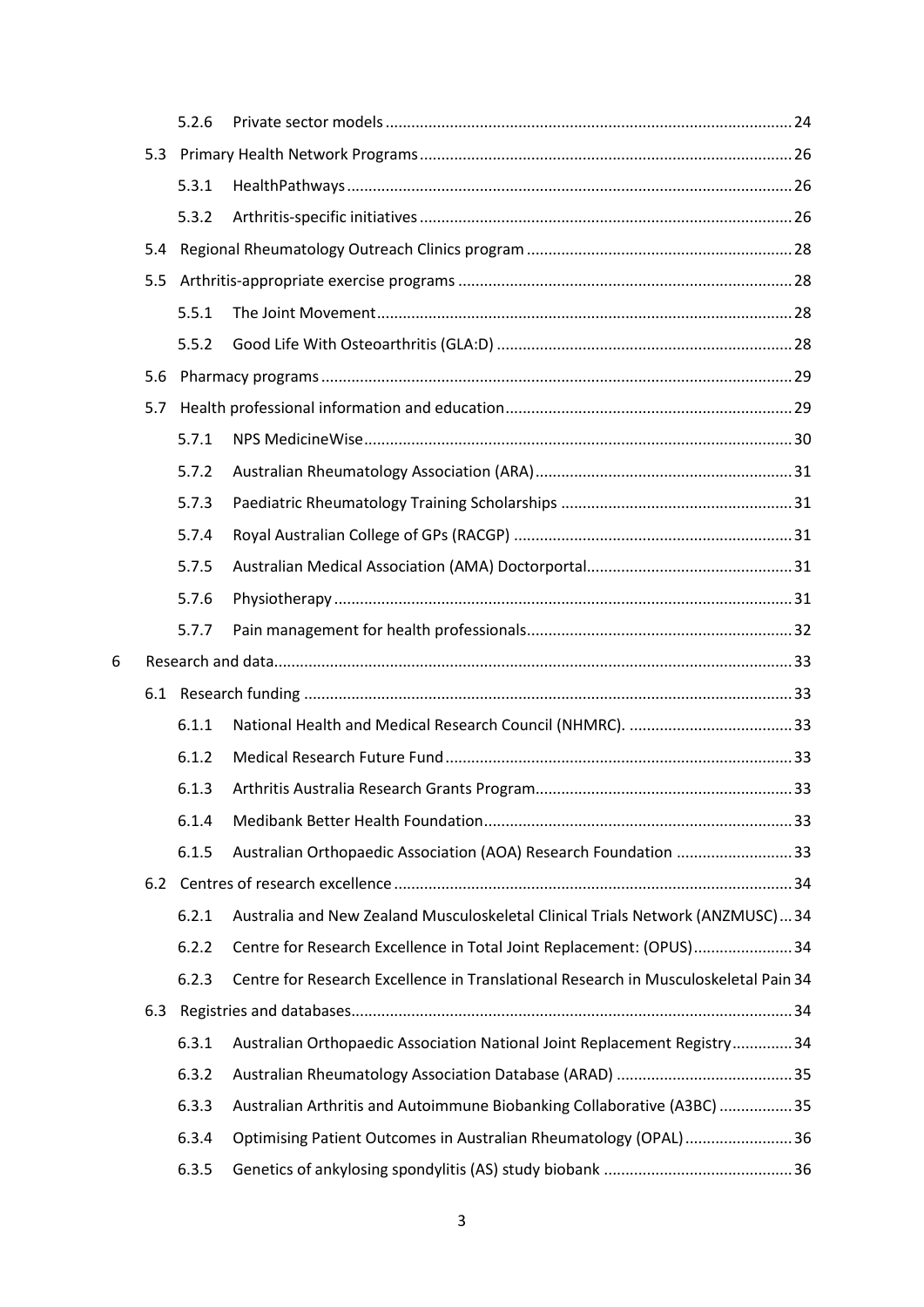- 5.2.6 Private sector models ... 24
- 5.3 Primary Health Network Programs ... 26
  - 5.3.1 HealthPathways ... 26
  - 5.3.2 Arthritis-specific initiatives ... 26
- 5.4 Regional Rheumatology Outreach Clinics program ... 28
- 5.5 Arthritis-appropriate exercise programs ... 28
  - 5.5.1 The Joint Movement ... 28
  - 5.5.2 Good Life With Osteoarthritis (GLA:D) ... 28
- 5.6 Pharmacy programs ... 29
- 5.7 Health professional information and education ... 29
  - 5.7.1 NPS MedicineWise ... 30
  - 5.7.2 Australian Rheumatology Association (ARA) ... 31
  - 5.7.3 Paediatric Rheumatology Training Scholarships ... 31
  - 5.7.4 Royal Australian College of GPs (RACGP) ... 31
  - 5.7.5 Australian Medical Association (AMA) Doctorportal ... 31
  - 5.7.6 Physiotherapy ... 31
  - 5.7.7 Pain management for health professionals ... 32

6 Research and data ... 33

- 6.1 Research funding ... 33
  - 6.1.1 National Health and Medical Research Council (NHMRC). ... 33
  - 6.1.2 Medical Research Future Fund ... 33
  - 6.1.3 Arthritis Australia Research Grants Program ... 33
  - 6.1.4 Medibank Better Health Foundation ... 33
  - 6.1.5 Australian Orthopaedic Association (AOA) Research Foundation ... 33
- 6.2 Centres of research excellence ... 34
  - 6.2.1 Australia and New Zealand Musculoskeletal Clinical Trials Network (ANZMUSC) ... 34
  - 6.2.2 Centre for Research Excellence in Total Joint Replacement: (OPUS) ... 34
  - 6.2.3 Centre for Research Excellence in Translational Research in Musculoskeletal Pain ... 34
- 6.3 Registries and databases ... 34
  - 6.3.1 Australian Orthopaedic Association National Joint Replacement Registry ... 34
  - 6.3.2 Australian Rheumatology Association Database (ARAD) ... 35
  - 6.3.3 Australian Arthritis and Autoimmune Biobanking Collaborative (A3BC) ... 35
  - 6.3.4 Optimising Patient Outcomes in Australian Rheumatology (OPAL) ... 36
  - 6.3.5 Genetics of ankylosing spondylitis (AS) study biobank ... 36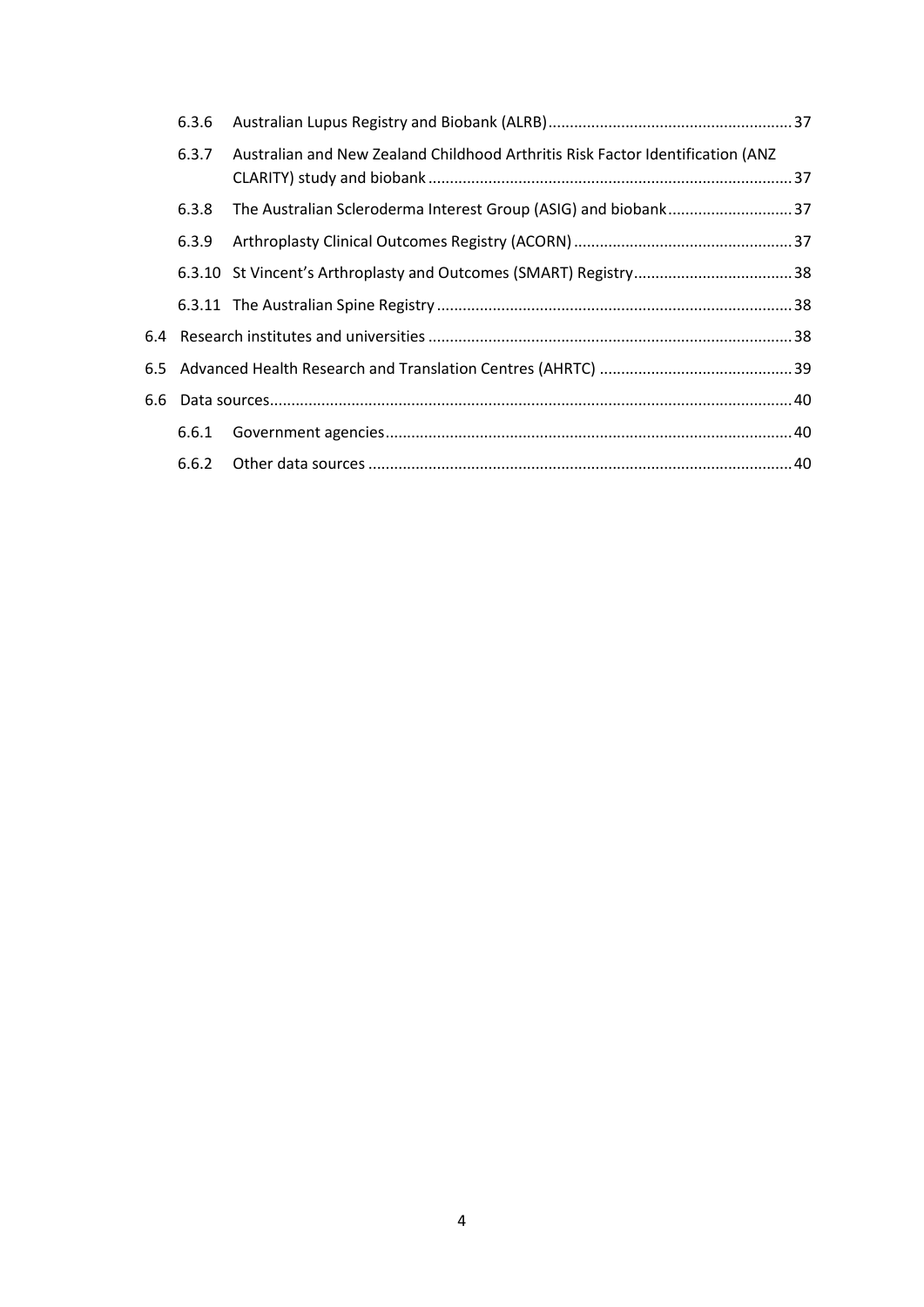6.3.6 Australian Lupus Registry and Biobank (ALRB) ........................................................ 37

6.3.7 Australian and New Zealand Childhood Arthritis Risk Factor Identification (ANZ CLARITY) study and biobank ........................................................................................ 37

6.3.8 The Australian Scleroderma Interest Group (ASIG) and biobank ............................ 37

6.3.9 Arthroplasty Clinical Outcomes Registry (ACORN) .................................................. 37

6.3.10 St Vincent's Arthroplasty and Outcomes (SMART) Registry ..................................... 38

6.3.11 The Australian Spine Registry ................................................................................. 38

6.4 Research institutes and universities ................................................................................... 38

6.5 Advanced Health Research and Translation Centres (AHRTC) ............................................ 39

6.6 Data sources ....................................................................................................................... 40

6.6.1 Government agencies .............................................................................................. 40

6.6.2 Other data sources .................................................................................................. 40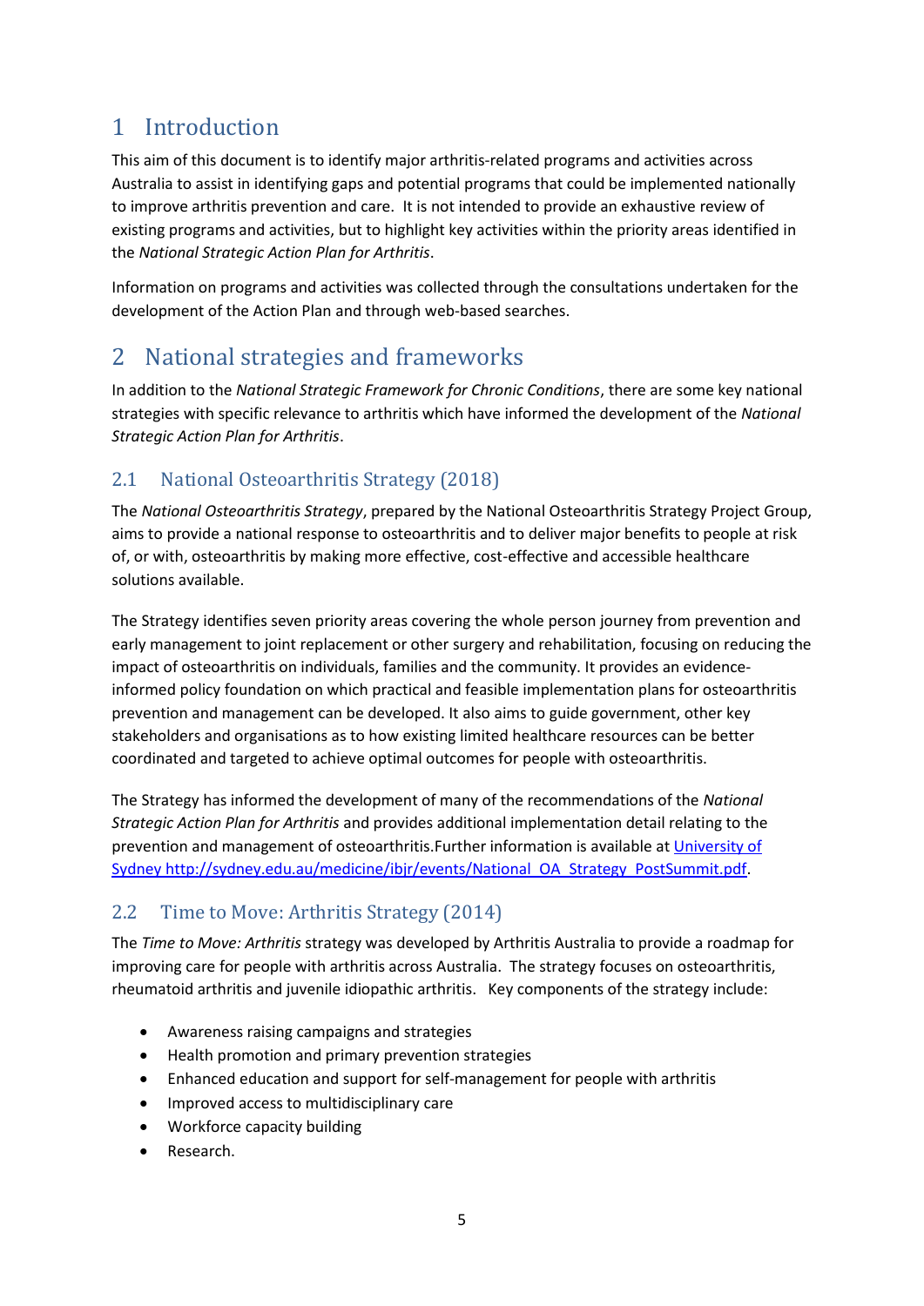# 1 Introduction

This aim of this document is to identify major arthritis-related programs and activities across Australia to assist in identifying gaps and potential programs that could be implemented nationally to improve arthritis prevention and care. It is not intended to provide an exhaustive review of existing programs and activities, but to highlight key activities within the priority areas identified in the *National Strategic Action Plan for Arthritis*.

Information on programs and activities was collected through the consultations undertaken for the development of the Action Plan and through web-based searches.

# 2 National strategies and frameworks

In addition to the *National Strategic Framework for Chronic Conditions*, there are some key national strategies with specific relevance to arthritis which have informed the development of the *National Strategic Action Plan for Arthritis*.

## 2.1 National Osteoarthritis Strategy (2018)

The *National Osteoarthritis Strategy*, prepared by the National Osteoarthritis Strategy Project Group, aims to provide a national response to osteoarthritis and to deliver major benefits to people at risk of, or with, osteoarthritis by making more effective, cost-effective and accessible healthcare solutions available.

The Strategy identifies seven priority areas covering the whole person journey from prevention and early management to joint replacement or other surgery and rehabilitation, focusing on reducing the impact of osteoarthritis on individuals, families and the community. It provides an evidence-informed policy foundation on which practical and feasible implementation plans for osteoarthritis prevention and management can be developed. It also aims to guide government, other key stakeholders and organisations as to how existing limited healthcare resources can be better coordinated and targeted to achieve optimal outcomes for people with osteoarthritis.

The Strategy has informed the development of many of the recommendations of the *National Strategic Action Plan for Arthritis* and provides additional implementation detail relating to the prevention and management of osteoarthritis.Further information is available at [University of Sydney http://sydney.edu.au/medicine/ibjr/events/National_OA_Strategy_PostSummit.pdf](http://sydney.edu.au/medicine/ibjr/events/National_OA_Strategy_PostSummit.pdf).

## 2.2 Time to Move: Arthritis Strategy (2014)

The *Time to Move: Arthritis* strategy was developed by Arthritis Australia to provide a roadmap for improving care for people with arthritis across Australia. The strategy focuses on osteoarthritis, rheumatoid arthritis and juvenile idiopathic arthritis. Key components of the strategy include:

- Awareness raising campaigns and strategies
- Health promotion and primary prevention strategies
- Enhanced education and support for self-management for people with arthritis
- Improved access to multidisciplinary care
- Workforce capacity building
- Research.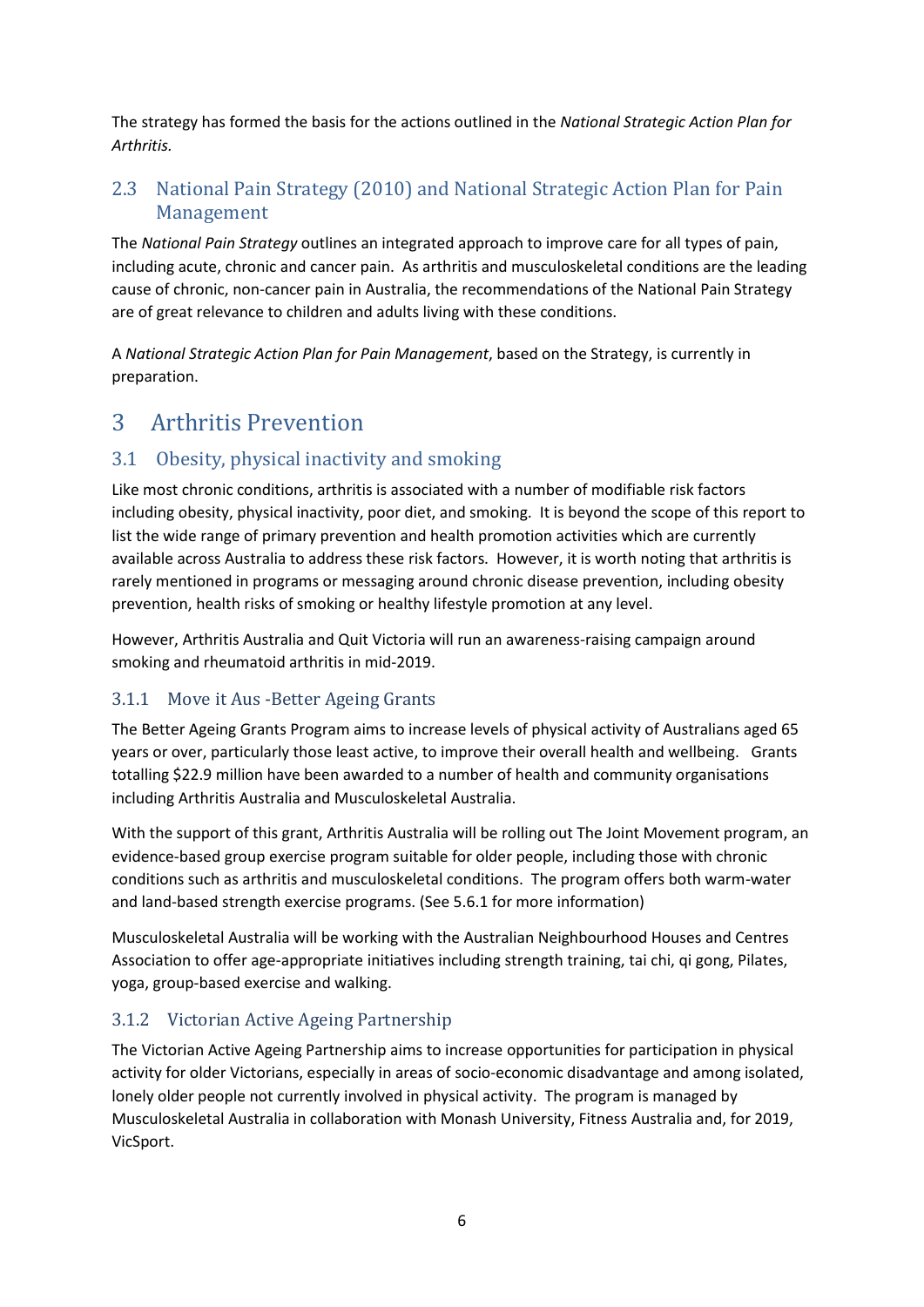The strategy has formed the basis for the actions outlined in the *National Strategic Action Plan for Arthritis.*

## 2.3 National Pain Strategy (2010) and National Strategic Action Plan for Pain Management

The *National Pain Strategy* outlines an integrated approach to improve care for all types of pain, including acute, chronic and cancer pain. As arthritis and musculoskeletal conditions are the leading cause of chronic, non-cancer pain in Australia, the recommendations of the National Pain Strategy are of great relevance to children and adults living with these conditions.

A *National Strategic Action Plan for Pain Management*, based on the Strategy, is currently in preparation.

# 3 Arthritis Prevention

## 3.1 Obesity, physical inactivity and smoking

Like most chronic conditions, arthritis is associated with a number of modifiable risk factors including obesity, physical inactivity, poor diet, and smoking. It is beyond the scope of this report to list the wide range of primary prevention and health promotion activities which are currently available across Australia to address these risk factors. However, it is worth noting that arthritis is rarely mentioned in programs or messaging around chronic disease prevention, including obesity prevention, health risks of smoking or healthy lifestyle promotion at any level.

However, Arthritis Australia and Quit Victoria will run an awareness-raising campaign around smoking and rheumatoid arthritis in mid-2019.

### 3.1.1 Move it Aus -Better Ageing Grants

The Better Ageing Grants Program aims to increase levels of physical activity of Australians aged 65 years or over, particularly those least active, to improve their overall health and wellbeing. Grants totalling $22.9 million have been awarded to a number of health and community organisations including Arthritis Australia and Musculoskeletal Australia.

With the support of this grant, Arthritis Australia will be rolling out The Joint Movement program, an evidence-based group exercise program suitable for older people, including those with chronic conditions such as arthritis and musculoskeletal conditions. The program offers both warm-water and land-based strength exercise programs. (See 5.6.1 for more information)

Musculoskeletal Australia will be working with the Australian Neighbourhood Houses and Centres Association to offer age-appropriate initiatives including strength training, tai chi, qi gong, Pilates, yoga, group-based exercise and walking.

### 3.1.2 Victorian Active Ageing Partnership

The Victorian Active Ageing Partnership aims to increase opportunities for participation in physical activity for older Victorians, especially in areas of socio-economic disadvantage and among isolated, lonely older people not currently involved in physical activity. The program is managed by Musculoskeletal Australia in collaboration with Monash University, Fitness Australia and, for 2019, VicSport.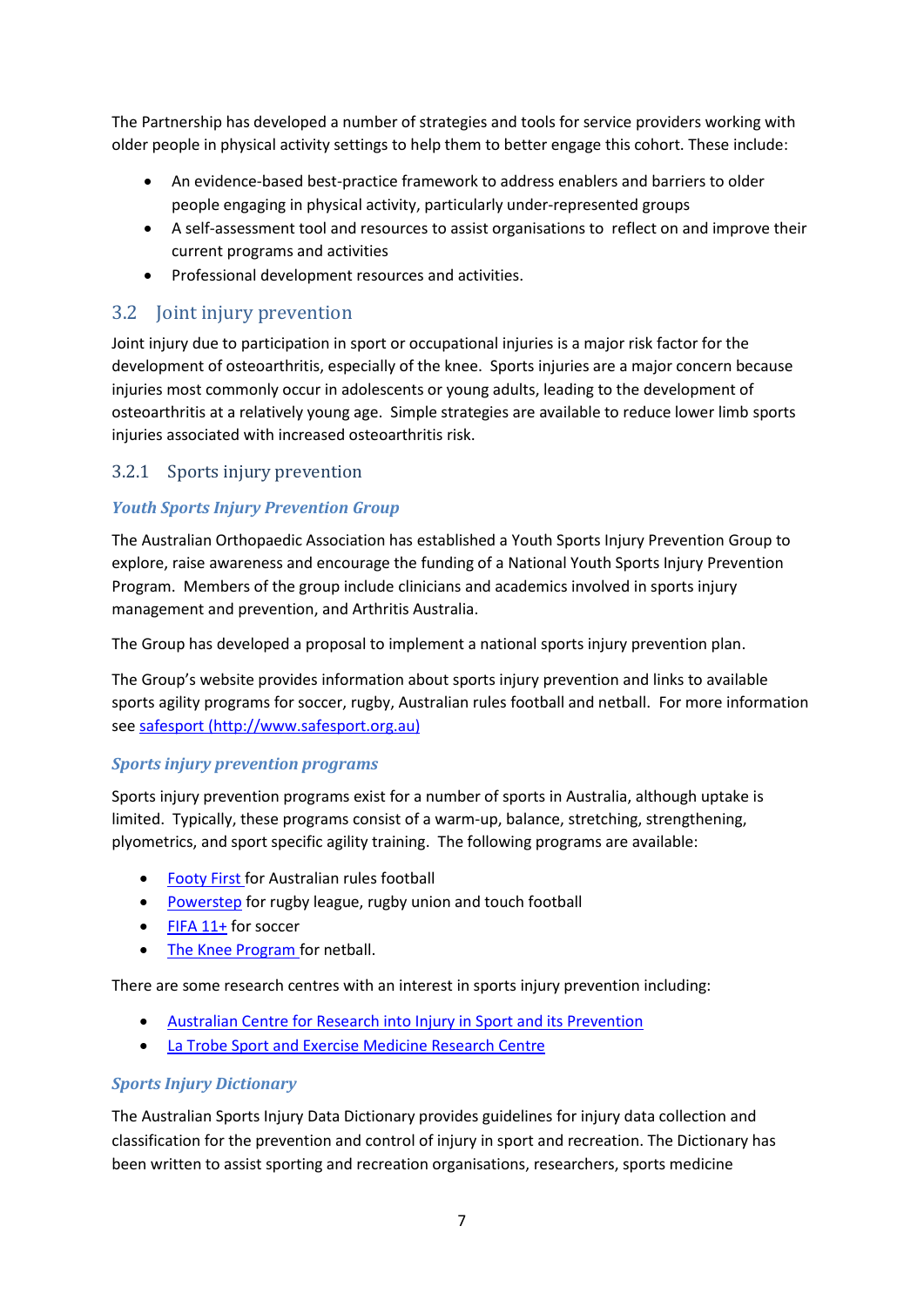The Partnership has developed a number of strategies and tools for service providers working with older people in physical activity settings to help them to better engage this cohort. These include:

- An evidence-based best-practice framework to address enablers and barriers to older people engaging in physical activity, particularly under-represented groups
- A self-assessment tool and resources to assist organisations to reflect on and improve their current programs and activities
- Professional development resources and activities.

## 3.2 Joint injury prevention

Joint injury due to participation in sport or occupational injuries is a major risk factor for the development of osteoarthritis, especially of the knee. Sports injuries are a major concern because injuries most commonly occur in adolescents or young adults, leading to the development of osteoarthritis at a relatively young age. Simple strategies are available to reduce lower limb sports injuries associated with increased osteoarthritis risk.

### 3.2.1 Sports injury prevention

#### *Youth Sports Injury Prevention Group*

The Australian Orthopaedic Association has established a Youth Sports Injury Prevention Group to explore, raise awareness and encourage the funding of a National Youth Sports Injury Prevention Program. Members of the group include clinicians and academics involved in sports injury management and prevention, and Arthritis Australia.

The Group has developed a proposal to implement a national sports injury prevention plan.

The Group's website provides information about sports injury prevention and links to available sports agility programs for soccer, rugby, Australian rules football and netball. For more information see [safesport (http://www.safesport.org.au)](http://www.safesport.org.au)

#### *Sports injury prevention programs*

Sports injury prevention programs exist for a number of sports in Australia, although uptake is limited. Typically, these programs consist of a warm-up, balance, stretching, strengthening, plyometrics, and sport specific agility training. The following programs are available:

- Footy First for Australian rules football
- Powerstep for rugby league, rugby union and touch football
- FIFA 11+ for soccer
- The Knee Program for netball.

There are some research centres with an interest in sports injury prevention including:

- Australian Centre for Research into Injury in Sport and its Prevention
- La Trobe Sport and Exercise Medicine Research Centre

#### *Sports Injury Dictionary*

The Australian Sports Injury Data Dictionary provides guidelines for injury data collection and classification for the prevention and control of injury in sport and recreation. The Dictionary has been written to assist sporting and recreation organisations, researchers, sports medicine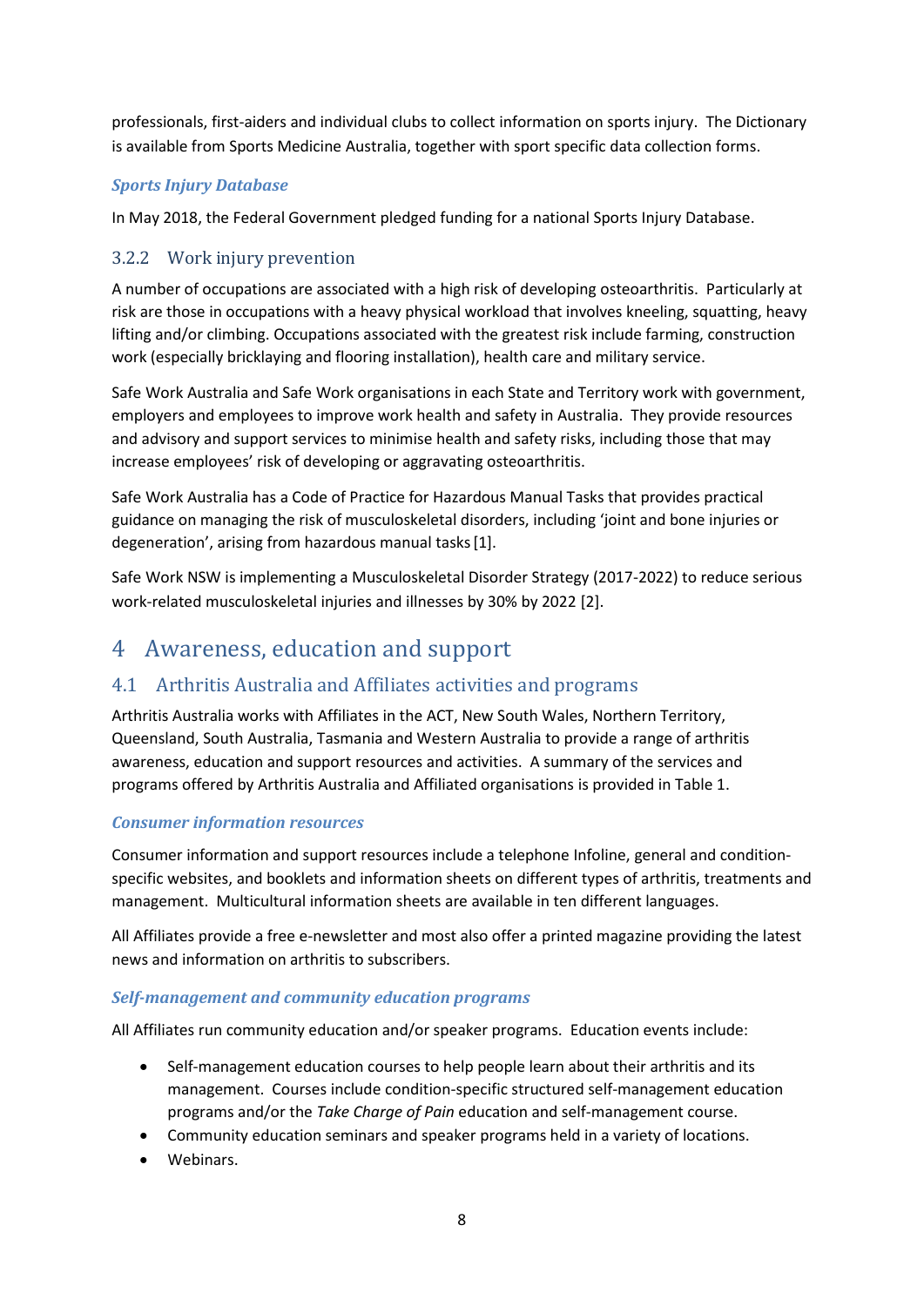professionals, first-aiders and individual clubs to collect information on sports injury. The Dictionary is available from Sports Medicine Australia, together with sport specific data collection forms.

#### *Sports Injury Database*

In May 2018, the Federal Government pledged funding for a national Sports Injury Database.

### 3.2.2 Work injury prevention

A number of occupations are associated with a high risk of developing osteoarthritis. Particularly at risk are those in occupations with a heavy physical workload that involves kneeling, squatting, heavy lifting and/or climbing. Occupations associated with the greatest risk include farming, construction work (especially bricklaying and flooring installation), health care and military service.

Safe Work Australia and Safe Work organisations in each State and Territory work with government, employers and employees to improve work health and safety in Australia. They provide resources and advisory and support services to minimise health and safety risks, including those that may increase employees' risk of developing or aggravating osteoarthritis.

Safe Work Australia has a Code of Practice for Hazardous Manual Tasks that provides practical guidance on managing the risk of musculoskeletal disorders, including 'joint and bone injuries or degeneration', arising from hazardous manual tasks [1].

Safe Work NSW is implementing a Musculoskeletal Disorder Strategy (2017-2022) to reduce serious work-related musculoskeletal injuries and illnesses by 30% by 2022 [2].

# 4 Awareness, education and support

## 4.1 Arthritis Australia and Affiliates activities and programs

Arthritis Australia works with Affiliates in the ACT, New South Wales, Northern Territory, Queensland, South Australia, Tasmania and Western Australia to provide a range of arthritis awareness, education and support resources and activities. A summary of the services and programs offered by Arthritis Australia and Affiliated organisations is provided in Table 1.

#### *Consumer information resources*

Consumer information and support resources include a telephone Infoline, general and condition-specific websites, and booklets and information sheets on different types of arthritis, treatments and management. Multicultural information sheets are available in ten different languages.

All Affiliates provide a free e-newsletter and most also offer a printed magazine providing the latest news and information on arthritis to subscribers.

#### *Self-management and community education programs*

All Affiliates run community education and/or speaker programs. Education events include:

- Self-management education courses to help people learn about their arthritis and its management. Courses include condition-specific structured self-management education programs and/or the *Take Charge of Pain* education and self-management course.
- Community education seminars and speaker programs held in a variety of locations.
- Webinars.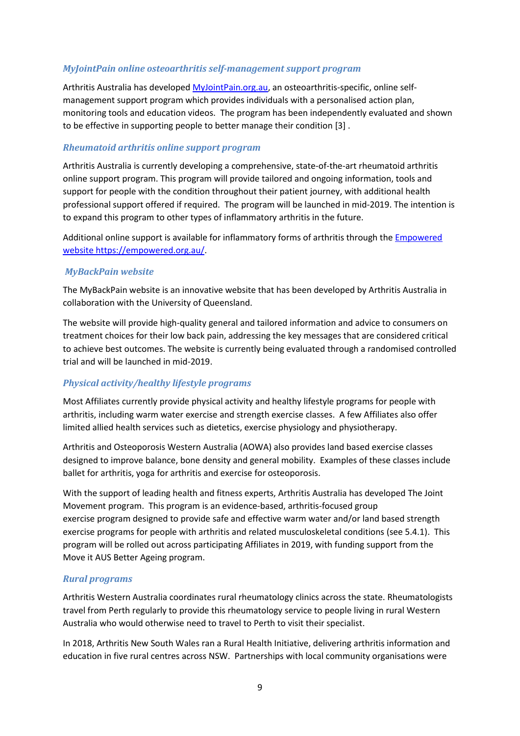### *MyJointPain online osteoarthritis self-management support program*

Arthritis Australia has developed [MyJointPain.org.au](MyJointPain.org.au), an osteoarthritis-specific, online self-management support program which provides individuals with a personalised action plan, monitoring tools and education videos. The program has been independently evaluated and shown to be effective in supporting people to better manage their condition [3] .

### *Rheumatoid arthritis online support program*

Arthritis Australia is currently developing a comprehensive, state-of-the-art rheumatoid arthritis online support program. This program will provide tailored and ongoing information, tools and support for people with the condition throughout their patient journey, with additional health professional support offered if required. The program will be launched in mid-2019. The intention is to expand this program to other types of inflammatory arthritis in the future.

Additional online support is available for inflammatory forms of arthritis through the [Empowered website https://empowered.org.au/](https://empowered.org.au/).

### *MyBackPain website*

The MyBackPain website is an innovative website that has been developed by Arthritis Australia in collaboration with the University of Queensland.

The website will provide high-quality general and tailored information and advice to consumers on treatment choices for their low back pain, addressing the key messages that are considered critical to achieve best outcomes. The website is currently being evaluated through a randomised controlled trial and will be launched in mid-2019.

### *Physical activity/healthy lifestyle programs*

Most Affiliates currently provide physical activity and healthy lifestyle programs for people with arthritis, including warm water exercise and strength exercise classes. A few Affiliates also offer limited allied health services such as dietetics, exercise physiology and physiotherapy.

Arthritis and Osteoporosis Western Australia (AOWA) also provides land based exercise classes designed to improve balance, bone density and general mobility. Examples of these classes include ballet for arthritis, yoga for arthritis and exercise for osteoporosis.

With the support of leading health and fitness experts, Arthritis Australia has developed The Joint Movement program. This program is an evidence-based, arthritis-focused group exercise program designed to provide safe and effective warm water and/or land based strength exercise programs for people with arthritis and related musculoskeletal conditions (see 5.4.1). This program will be rolled out across participating Affiliates in 2019, with funding support from the Move it AUS Better Ageing program.

### *Rural programs*

Arthritis Western Australia coordinates rural rheumatology clinics across the state. Rheumatologists travel from Perth regularly to provide this rheumatology service to people living in rural Western Australia who would otherwise need to travel to Perth to visit their specialist.

In 2018, Arthritis New South Wales ran a Rural Health Initiative, delivering arthritis information and education in five rural centres across NSW. Partnerships with local community organisations were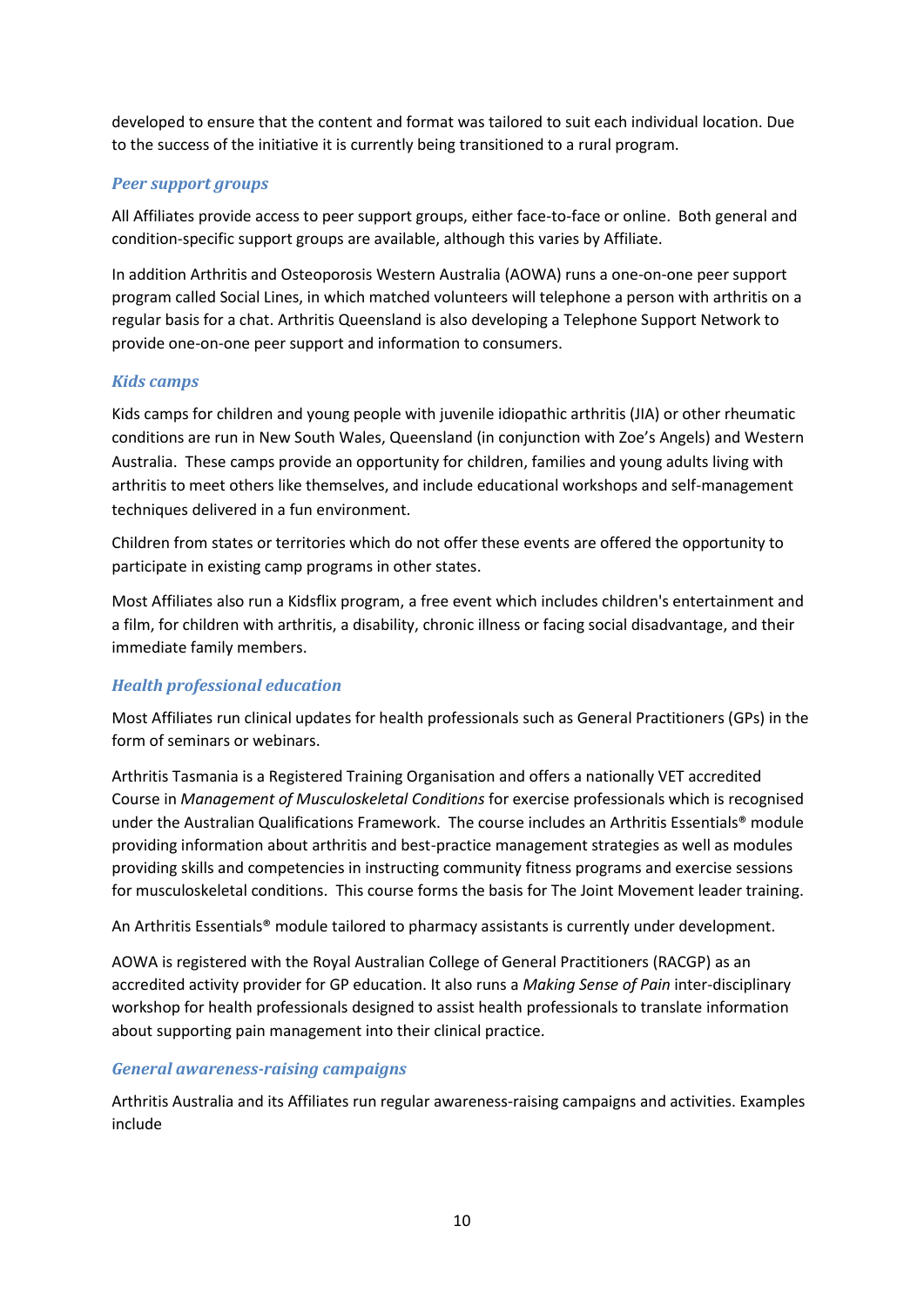developed to ensure that the content and format was tailored to suit each individual location. Due to the success of the initiative it is currently being transitioned to a rural program.

### *Peer support groups*

All Affiliates provide access to peer support groups, either face-to-face or online. Both general and condition-specific support groups are available, although this varies by Affiliate.

In addition Arthritis and Osteoporosis Western Australia (AOWA) runs a one-on-one peer support program called Social Lines, in which matched volunteers will telephone a person with arthritis on a regular basis for a chat. Arthritis Queensland is also developing a Telephone Support Network to provide one-on-one peer support and information to consumers.

### *Kids camps*

Kids camps for children and young people with juvenile idiopathic arthritis (JIA) or other rheumatic conditions are run in New South Wales, Queensland (in conjunction with Zoe's Angels) and Western Australia. These camps provide an opportunity for children, families and young adults living with arthritis to meet others like themselves, and include educational workshops and self-management techniques delivered in a fun environment.

Children from states or territories which do not offer these events are offered the opportunity to participate in existing camp programs in other states.

Most Affiliates also run a Kidsflix program, a free event which includes children's entertainment and a film, for children with arthritis, a disability, chronic illness or facing social disadvantage, and their immediate family members.

### *Health professional education*

Most Affiliates run clinical updates for health professionals such as General Practitioners (GPs) in the form of seminars or webinars.

Arthritis Tasmania is a Registered Training Organisation and offers a nationally VET accredited Course in *Management of Musculoskeletal Conditions* for exercise professionals which is recognised under the Australian Qualifications Framework. The course includes an Arthritis Essentials® module providing information about arthritis and best-practice management strategies as well as modules providing skills and competencies in instructing community fitness programs and exercise sessions for musculoskeletal conditions. This course forms the basis for The Joint Movement leader training.

An Arthritis Essentials® module tailored to pharmacy assistants is currently under development.

AOWA is registered with the Royal Australian College of General Practitioners (RACGP) as an accredited activity provider for GP education. It also runs a *Making Sense of Pain* inter-disciplinary workshop for health professionals designed to assist health professionals to translate information about supporting pain management into their clinical practice.

### *General awareness-raising campaigns*

Arthritis Australia and its Affiliates run regular awareness-raising campaigns and activities. Examples include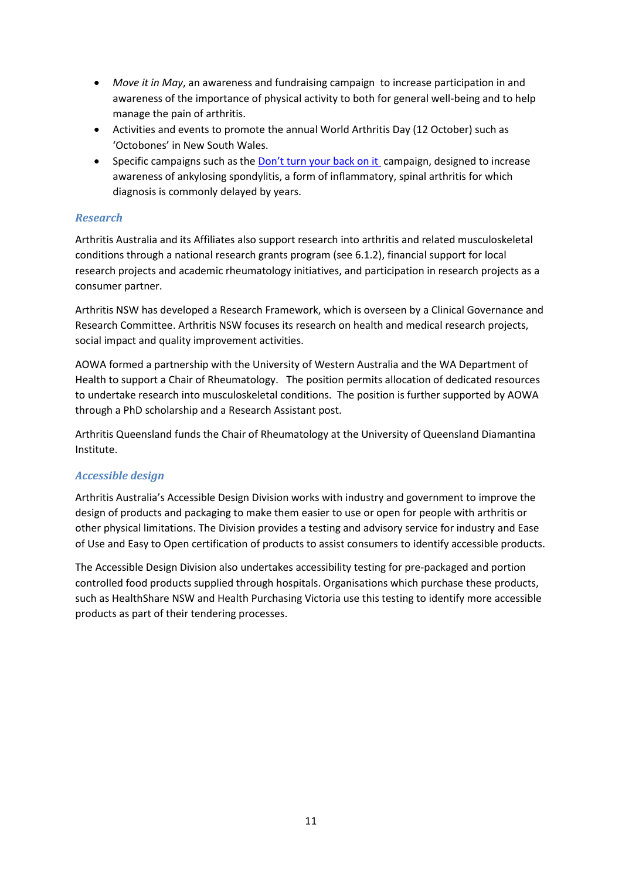- *Move it in May*, an awareness and fundraising campaign to increase participation in and awareness of the importance of physical activity to both for general well-being and to help manage the pain of arthritis.
- Activities and events to promote the annual World Arthritis Day (12 October) such as 'Octobones' in New South Wales.
- Specific campaigns such as the Don't turn your back on it campaign, designed to increase awareness of ankylosing spondylitis, a form of inflammatory, spinal arthritis for which diagnosis is commonly delayed by years.

### *Research*

Arthritis Australia and its Affiliates also support research into arthritis and related musculoskeletal conditions through a national research grants program (see 6.1.2), financial support for local research projects and academic rheumatology initiatives, and participation in research projects as a consumer partner.

Arthritis NSW has developed a Research Framework, which is overseen by a Clinical Governance and Research Committee. Arthritis NSW focuses its research on health and medical research projects, social impact and quality improvement activities.

AOWA formed a partnership with the University of Western Australia and the WA Department of Health to support a Chair of Rheumatology. The position permits allocation of dedicated resources to undertake research into musculoskeletal conditions. The position is further supported by AOWA through a PhD scholarship and a Research Assistant post.

Arthritis Queensland funds the Chair of Rheumatology at the University of Queensland Diamantina Institute.

### *Accessible design*

Arthritis Australia's Accessible Design Division works with industry and government to improve the design of products and packaging to make them easier to use or open for people with arthritis or other physical limitations. The Division provides a testing and advisory service for industry and Ease of Use and Easy to Open certification of products to assist consumers to identify accessible products.

The Accessible Design Division also undertakes accessibility testing for pre-packaged and portion controlled food products supplied through hospitals. Organisations which purchase these products, such as HealthShare NSW and Health Purchasing Victoria use this testing to identify more accessible products as part of their tendering processes.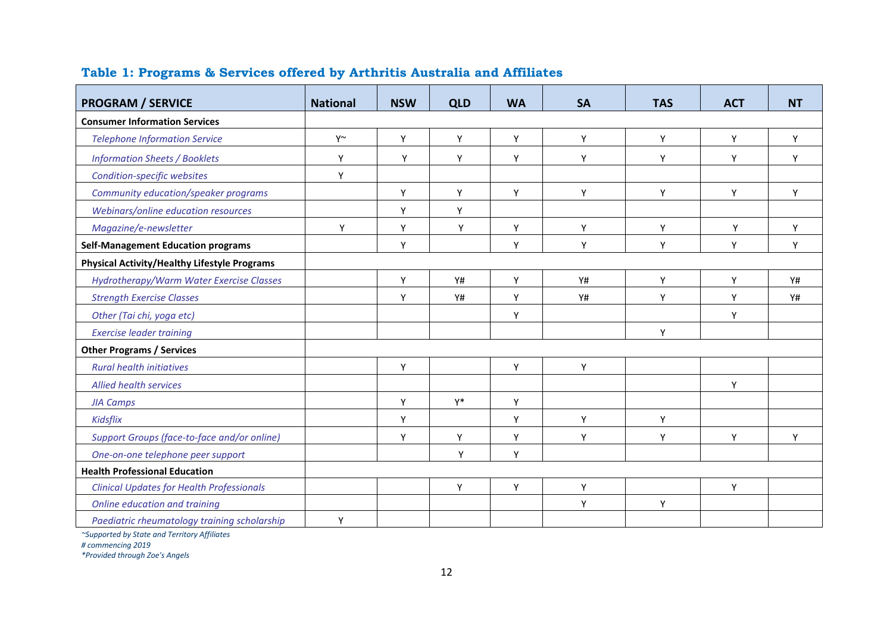## Table 1: Programs & Services offered by Arthritis Australia and Affiliates

| PROGRAM / SERVICE | National | NSW | QLD | WA | SA | TAS | ACT | NT |
|---|---|---|---|---|---|---|---|---|
| **Consumer Information Services** | | | | | | | | |
| *Telephone Information Service* | Y~ | Y | Y | Y | Y | Y | Y | Y |
| *Information Sheets / Booklets* | Y | Y | Y | Y | Y | Y | Y | Y |
| *Condition-specific websites* | Y | | | | | | | |
| *Community education/speaker programs* | | Y | Y | Y | Y | Y | Y | Y |
| *Webinars/online education resources* | | Y | Y | | | | | |
| *Magazine/e-newsletter* | Y | Y | Y | Y | Y | Y | Y | Y |
| **Self-Management Education programs** | | Y | | Y | Y | Y | Y | Y |
| **Physical Activity/Healthy Lifestyle Programs** | | | | | | | | |
| *Hydrotherapy/Warm Water Exercise Classes* | | Y | Y# | Y | Y# | Y | Y | Y# |
| *Strength Exercise Classes* | | Y | Y# | Y | Y# | Y | Y | Y# |
| *Other (Tai chi, yoga etc)* | | | | Y | | | Y | |
| *Exercise leader training* | | | | | | Y | | |
| **Other Programs / Services** | | | | | | | | |
| *Rural health initiatives* | | Y | | Y | Y | | | |
| *Allied health services* | | | | | | | Y | |
| *JIA Camps* | | Y | Y* | Y | | | | |
| *Kidsflix* | | Y | | Y | Y | Y | | |
| *Support Groups (face-to-face and/or online)* | | Y | Y | Y | Y | Y | Y | Y |
| *One-on-one telephone peer support* | | | Y | Y | | | | |
| **Health Professional Education** | | | | | | | | |
| *Clinical Updates for Health Professionals* | | | Y | Y | Y | | Y | |
| *Online education and training* | | | | | Y | Y | | |
| *Paediatric rheumatology training scholarship* | Y | | | | | | | |

*~Supported by State and Territory Affiliates*
*# commencing 2019*
*\*Provided through Zoe's Angels*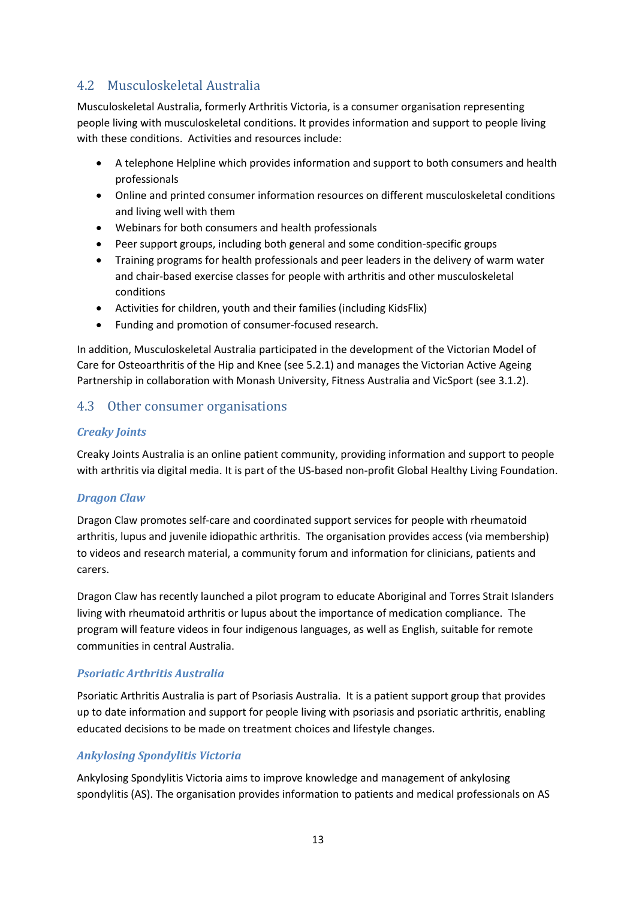## 4.2 Musculoskeletal Australia

Musculoskeletal Australia, formerly Arthritis Victoria, is a consumer organisation representing people living with musculoskeletal conditions. It provides information and support to people living with these conditions. Activities and resources include:

- A telephone Helpline which provides information and support to both consumers and health professionals
- Online and printed consumer information resources on different musculoskeletal conditions and living well with them
- Webinars for both consumers and health professionals
- Peer support groups, including both general and some condition-specific groups
- Training programs for health professionals and peer leaders in the delivery of warm water and chair-based exercise classes for people with arthritis and other musculoskeletal conditions
- Activities for children, youth and their families (including KidsFlix)
- Funding and promotion of consumer-focused research.

In addition, Musculoskeletal Australia participated in the development of the Victorian Model of Care for Osteoarthritis of the Hip and Knee (see 5.2.1) and manages the Victorian Active Ageing Partnership in collaboration with Monash University, Fitness Australia and VicSport (see 3.1.2).

## 4.3 Other consumer organisations

### *Creaky Joints*

Creaky Joints Australia is an online patient community, providing information and support to people with arthritis via digital media. It is part of the US-based non-profit Global Healthy Living Foundation.

### *Dragon Claw*

Dragon Claw promotes self-care and coordinated support services for people with rheumatoid arthritis, lupus and juvenile idiopathic arthritis. The organisation provides access (via membership) to videos and research material, a community forum and information for clinicians, patients and carers.

Dragon Claw has recently launched a pilot program to educate Aboriginal and Torres Strait Islanders living with rheumatoid arthritis or lupus about the importance of medication compliance. The program will feature videos in four indigenous languages, as well as English, suitable for remote communities in central Australia.

### *Psoriatic Arthritis Australia*

Psoriatic Arthritis Australia is part of Psoriasis Australia. It is a patient support group that provides up to date information and support for people living with psoriasis and psoriatic arthritis, enabling educated decisions to be made on treatment choices and lifestyle changes.

### *Ankylosing Spondylitis Victoria*

Ankylosing Spondylitis Victoria aims to improve knowledge and management of ankylosing spondylitis (AS). The organisation provides information to patients and medical professionals on AS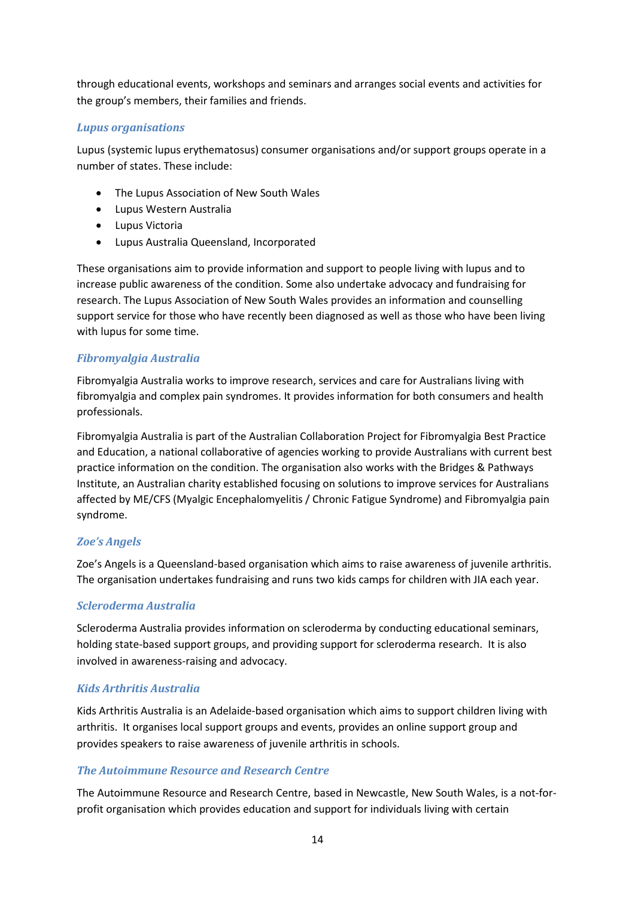through educational events, workshops and seminars and arranges social events and activities for the group's members, their families and friends.

### *Lupus organisations*

Lupus (systemic lupus erythematosus) consumer organisations and/or support groups operate in a number of states. These include:

- The Lupus Association of New South Wales
- Lupus Western Australia
- Lupus Victoria
- Lupus Australia Queensland, Incorporated

These organisations aim to provide information and support to people living with lupus and to increase public awareness of the condition. Some also undertake advocacy and fundraising for research. The Lupus Association of New South Wales provides an information and counselling support service for those who have recently been diagnosed as well as those who have been living with lupus for some time.

### *Fibromyalgia Australia*

Fibromyalgia Australia works to improve research, services and care for Australians living with fibromyalgia and complex pain syndromes. It provides information for both consumers and health professionals.

Fibromyalgia Australia is part of the Australian Collaboration Project for Fibromyalgia Best Practice and Education, a national collaborative of agencies working to provide Australians with current best practice information on the condition. The organisation also works with the Bridges & Pathways Institute, an Australian charity established focusing on solutions to improve services for Australians affected by ME/CFS (Myalgic Encephalomyelitis / Chronic Fatigue Syndrome) and Fibromyalgia pain syndrome.

### *Zoe's Angels*

Zoe's Angels is a Queensland-based organisation which aims to raise awareness of juvenile arthritis. The organisation undertakes fundraising and runs two kids camps for children with JIA each year.

### *Scleroderma Australia*

Scleroderma Australia provides information on scleroderma by conducting educational seminars, holding state-based support groups, and providing support for scleroderma research. It is also involved in awareness-raising and advocacy.

### *Kids Arthritis Australia*

Kids Arthritis Australia is an Adelaide-based organisation which aims to support children living with arthritis. It organises local support groups and events, provides an online support group and provides speakers to raise awareness of juvenile arthritis in schools.

### *The Autoimmune Resource and Research Centre*

The Autoimmune Resource and Research Centre, based in Newcastle, New South Wales, is a not-for-profit organisation which provides education and support for individuals living with certain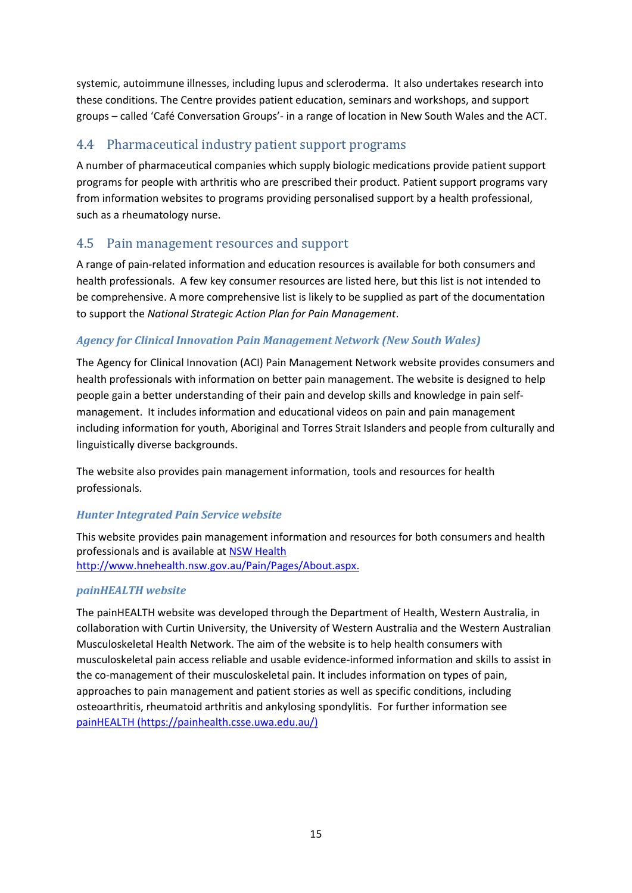systemic, autoimmune illnesses, including lupus and scleroderma. It also undertakes research into these conditions. The Centre provides patient education, seminars and workshops, and support groups – called 'Café Conversation Groups'- in a range of location in New South Wales and the ACT.

## 4.4 Pharmaceutical industry patient support programs

A number of pharmaceutical companies which supply biologic medications provide patient support programs for people with arthritis who are prescribed their product. Patient support programs vary from information websites to programs providing personalised support by a health professional, such as a rheumatology nurse.

## 4.5 Pain management resources and support

A range of pain-related information and education resources is available for both consumers and health professionals. A few key consumer resources are listed here, but this list is not intended to be comprehensive. A more comprehensive list is likely to be supplied as part of the documentation to support the *National Strategic Action Plan for Pain Management*.

### *Agency for Clinical Innovation Pain Management Network (New South Wales)*

The Agency for Clinical Innovation (ACI) Pain Management Network website provides consumers and health professionals with information on better pain management. The website is designed to help people gain a better understanding of their pain and develop skills and knowledge in pain self-management. It includes information and educational videos on pain and pain management including information for youth, Aboriginal and Torres Strait Islanders and people from culturally and linguistically diverse backgrounds.

The website also provides pain management information, tools and resources for health professionals.

### *Hunter Integrated Pain Service website*

This website provides pain management information and resources for both consumers and health professionals and is available at [NSW Health http://www.hnehealth.nsw.gov.au/Pain/Pages/About.aspx.](http://www.hnehealth.nsw.gov.au/Pain/Pages/About.aspx)

### *painHEALTH website*

The painHEALTH website was developed through the Department of Health, Western Australia, in collaboration with Curtin University, the University of Western Australia and the Western Australian Musculoskeletal Health Network. The aim of the website is to help health consumers with musculoskeletal pain access reliable and usable evidence-informed information and skills to assist in the co-management of their musculoskeletal pain. It includes information on types of pain, approaches to pain management and patient stories as well as specific conditions, including osteoarthritis, rheumatoid arthritis and ankylosing spondylitis. For further information see [painHEALTH (https://painhealth.csse.uwa.edu.au/)](https://painhealth.csse.uwa.edu.au/)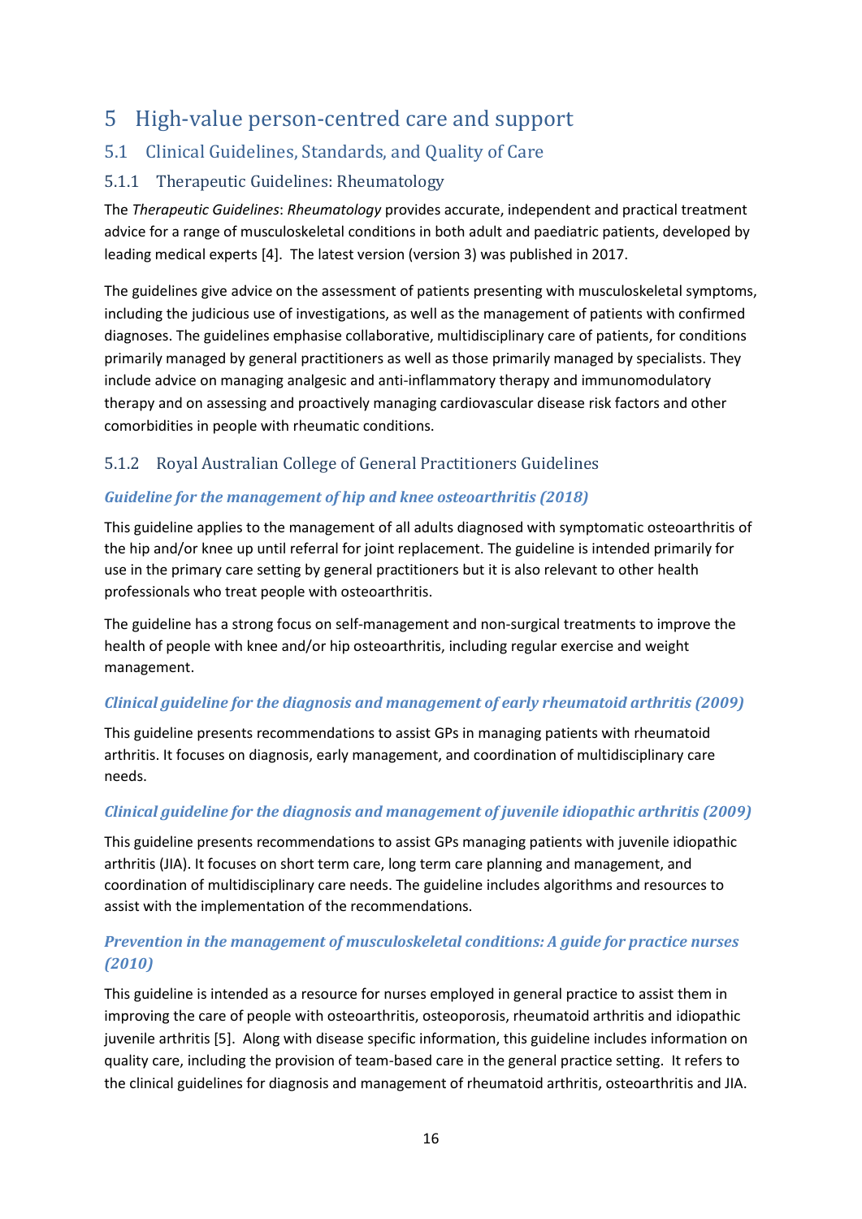# 5 High-value person-centred care and support

## 5.1 Clinical Guidelines, Standards, and Quality of Care

### 5.1.1 Therapeutic Guidelines: Rheumatology

The *Therapeutic Guidelines*: *Rheumatology* provides accurate, independent and practical treatment advice for a range of musculoskeletal conditions in both adult and paediatric patients, developed by leading medical experts [4]. The latest version (version 3) was published in 2017.

The guidelines give advice on the assessment of patients presenting with musculoskeletal symptoms, including the judicious use of investigations, as well as the management of patients with confirmed diagnoses. The guidelines emphasise collaborative, multidisciplinary care of patients, for conditions primarily managed by general practitioners as well as those primarily managed by specialists. They include advice on managing analgesic and anti-inflammatory therapy and immunomodulatory therapy and on assessing and proactively managing cardiovascular disease risk factors and other comorbidities in people with rheumatic conditions.

### 5.1.2 Royal Australian College of General Practitioners Guidelines

#### *Guideline for the management of hip and knee osteoarthritis (2018)*

This guideline applies to the management of all adults diagnosed with symptomatic osteoarthritis of the hip and/or knee up until referral for joint replacement. The guideline is intended primarily for use in the primary care setting by general practitioners but it is also relevant to other health professionals who treat people with osteoarthritis.

The guideline has a strong focus on self-management and non-surgical treatments to improve the health of people with knee and/or hip osteoarthritis, including regular exercise and weight management.

#### *Clinical guideline for the diagnosis and management of early rheumatoid arthritis (2009)*

This guideline presents recommendations to assist GPs in managing patients with rheumatoid arthritis. It focuses on diagnosis, early management, and coordination of multidisciplinary care needs.

#### *Clinical guideline for the diagnosis and management of juvenile idiopathic arthritis (2009)*

This guideline presents recommendations to assist GPs managing patients with juvenile idiopathic arthritis (JIA). It focuses on short term care, long term care planning and management, and coordination of multidisciplinary care needs. The guideline includes algorithms and resources to assist with the implementation of the recommendations.

#### *Prevention in the management of musculoskeletal conditions: A guide for practice nurses (2010)*

This guideline is intended as a resource for nurses employed in general practice to assist them in improving the care of people with osteoarthritis, osteoporosis, rheumatoid arthritis and idiopathic juvenile arthritis [5]. Along with disease specific information, this guideline includes information on quality care, including the provision of team-based care in the general practice setting. It refers to the clinical guidelines for diagnosis and management of rheumatoid arthritis, osteoarthritis and JIA.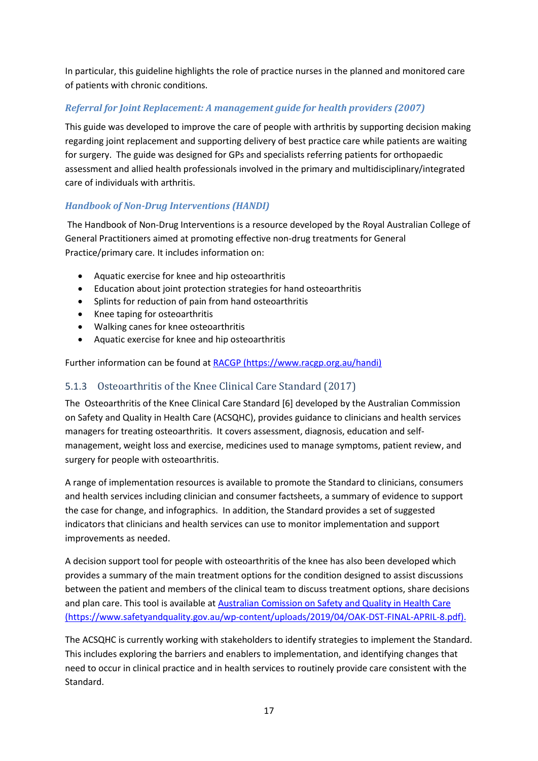In particular, this guideline highlights the role of practice nurses in the planned and monitored care of patients with chronic conditions.

*Referral for Joint Replacement: A management guide for health providers (2007)*

This guide was developed to improve the care of people with arthritis by supporting decision making regarding joint replacement and supporting delivery of best practice care while patients are waiting for surgery. The guide was designed for GPs and specialists referring patients for orthopaedic assessment and allied health professionals involved in the primary and multidisciplinary/integrated care of individuals with arthritis.

*Handbook of Non-Drug Interventions (HANDI)*

The Handbook of Non-Drug Interventions is a resource developed by the Royal Australian College of General Practitioners aimed at promoting effective non-drug treatments for General Practice/primary care. It includes information on:

- Aquatic exercise for knee and hip osteoarthritis
- Education about joint protection strategies for hand osteoarthritis
- Splints for reduction of pain from hand osteoarthritis
- Knee taping for osteoarthritis
- Walking canes for knee osteoarthritis
- Aquatic exercise for knee and hip osteoarthritis

Further information can be found at [RACGP (https://www.racgp.org.au/handi)](https://www.racgp.org.au/handi)

### 5.1.3 Osteoarthritis of the Knee Clinical Care Standard (2017)

The Osteoarthritis of the Knee Clinical Care Standard [6] developed by the Australian Commission on Safety and Quality in Health Care (ACSQHC), provides guidance to clinicians and health services managers for treating osteoarthritis. It covers assessment, diagnosis, education and self-management, weight loss and exercise, medicines used to manage symptoms, patient review, and surgery for people with osteoarthritis.

A range of implementation resources is available to promote the Standard to clinicians, consumers and health services including clinician and consumer factsheets, a summary of evidence to support the case for change, and infographics. In addition, the Standard provides a set of suggested indicators that clinicians and health services can use to monitor implementation and support improvements as needed.

A decision support tool for people with osteoarthritis of the knee has also been developed which provides a summary of the main treatment options for the condition designed to assist discussions between the patient and members of the clinical team to discuss treatment options, share decisions and plan care. This tool is available at [Australian Comission on Safety and Quality in Health Care (https://www.safetyandquality.gov.au/wp-content/uploads/2019/04/OAK-DST-FINAL-APRIL-8.pdf).](https://www.safetyandquality.gov.au/wp-content/uploads/2019/04/OAK-DST-FINAL-APRIL-8.pdf)

The ACSQHC is currently working with stakeholders to identify strategies to implement the Standard. This includes exploring the barriers and enablers to implementation, and identifying changes that need to occur in clinical practice and in health services to routinely provide care consistent with the Standard.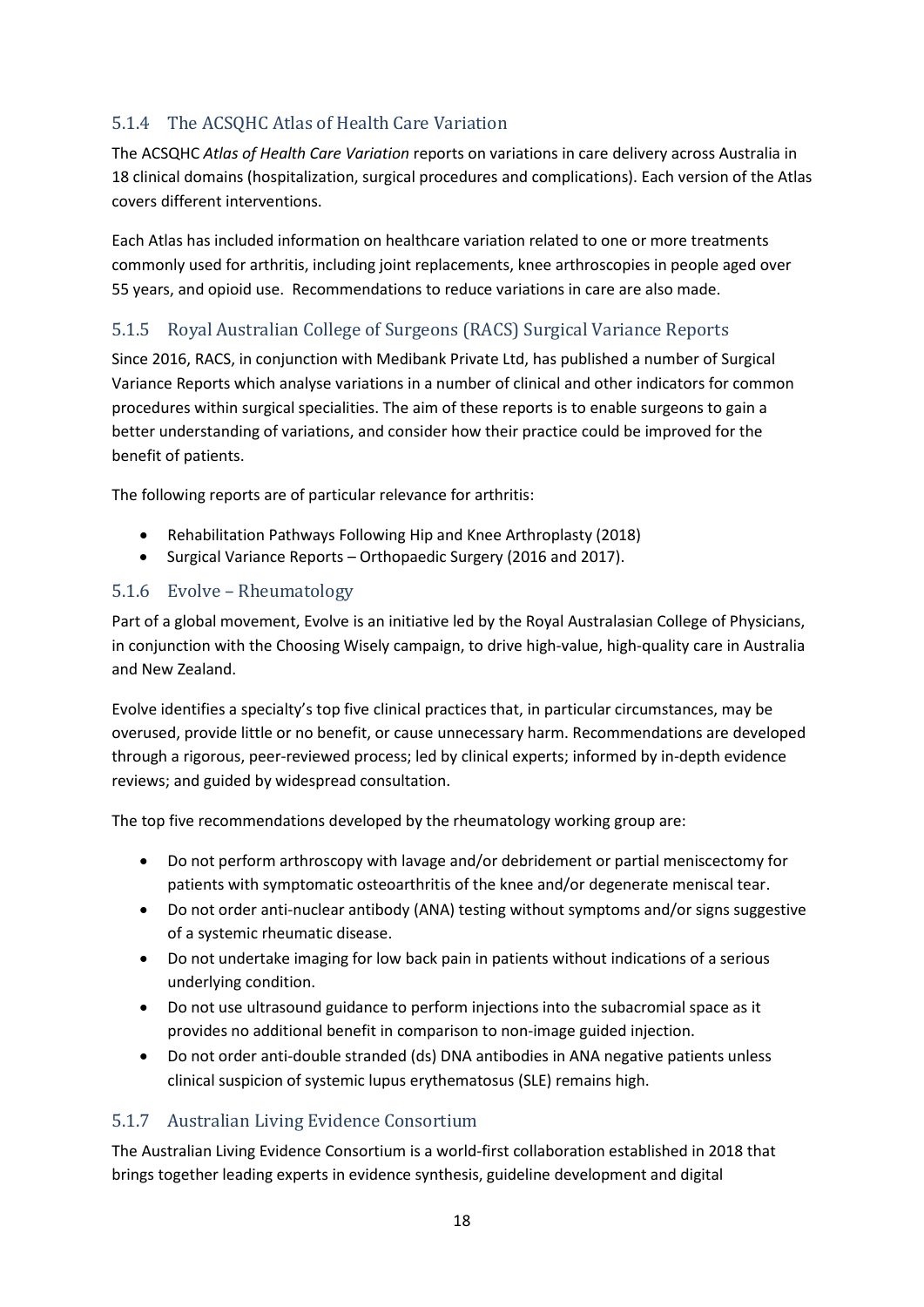### 5.1.4 The ACSQHC Atlas of Health Care Variation

The ACSQHC *Atlas of Health Care Variation* reports on variations in care delivery across Australia in 18 clinical domains (hospitalization, surgical procedures and complications). Each version of the Atlas covers different interventions.

Each Atlas has included information on healthcare variation related to one or more treatments commonly used for arthritis, including joint replacements, knee arthroscopies in people aged over 55 years, and opioid use. Recommendations to reduce variations in care are also made.

### 5.1.5 Royal Australian College of Surgeons (RACS) Surgical Variance Reports

Since 2016, RACS, in conjunction with Medibank Private Ltd, has published a number of Surgical Variance Reports which analyse variations in a number of clinical and other indicators for common procedures within surgical specialities. The aim of these reports is to enable surgeons to gain a better understanding of variations, and consider how their practice could be improved for the benefit of patients.

The following reports are of particular relevance for arthritis:

- Rehabilitation Pathways Following Hip and Knee Arthroplasty (2018)
- Surgical Variance Reports – Orthopaedic Surgery (2016 and 2017).

### 5.1.6 Evolve – Rheumatology

Part of a global movement, Evolve is an initiative led by the Royal Australasian College of Physicians, in conjunction with the Choosing Wisely campaign, to drive high-value, high-quality care in Australia and New Zealand.

Evolve identifies a specialty's top five clinical practices that, in particular circumstances, may be overused, provide little or no benefit, or cause unnecessary harm. Recommendations are developed through a rigorous, peer-reviewed process; led by clinical experts; informed by in-depth evidence reviews; and guided by widespread consultation.

The top five recommendations developed by the rheumatology working group are:

- Do not perform arthroscopy with lavage and/or debridement or partial meniscectomy for patients with symptomatic osteoarthritis of the knee and/or degenerate meniscal tear.
- Do not order anti-nuclear antibody (ANA) testing without symptoms and/or signs suggestive of a systemic rheumatic disease.
- Do not undertake imaging for low back pain in patients without indications of a serious underlying condition.
- Do not use ultrasound guidance to perform injections into the subacromial space as it provides no additional benefit in comparison to non-image guided injection.
- Do not order anti-double stranded (ds) DNA antibodies in ANA negative patients unless clinical suspicion of systemic lupus erythematosus (SLE) remains high.

### 5.1.7 Australian Living Evidence Consortium

The Australian Living Evidence Consortium is a world-first collaboration established in 2018 that brings together leading experts in evidence synthesis, guideline development and digital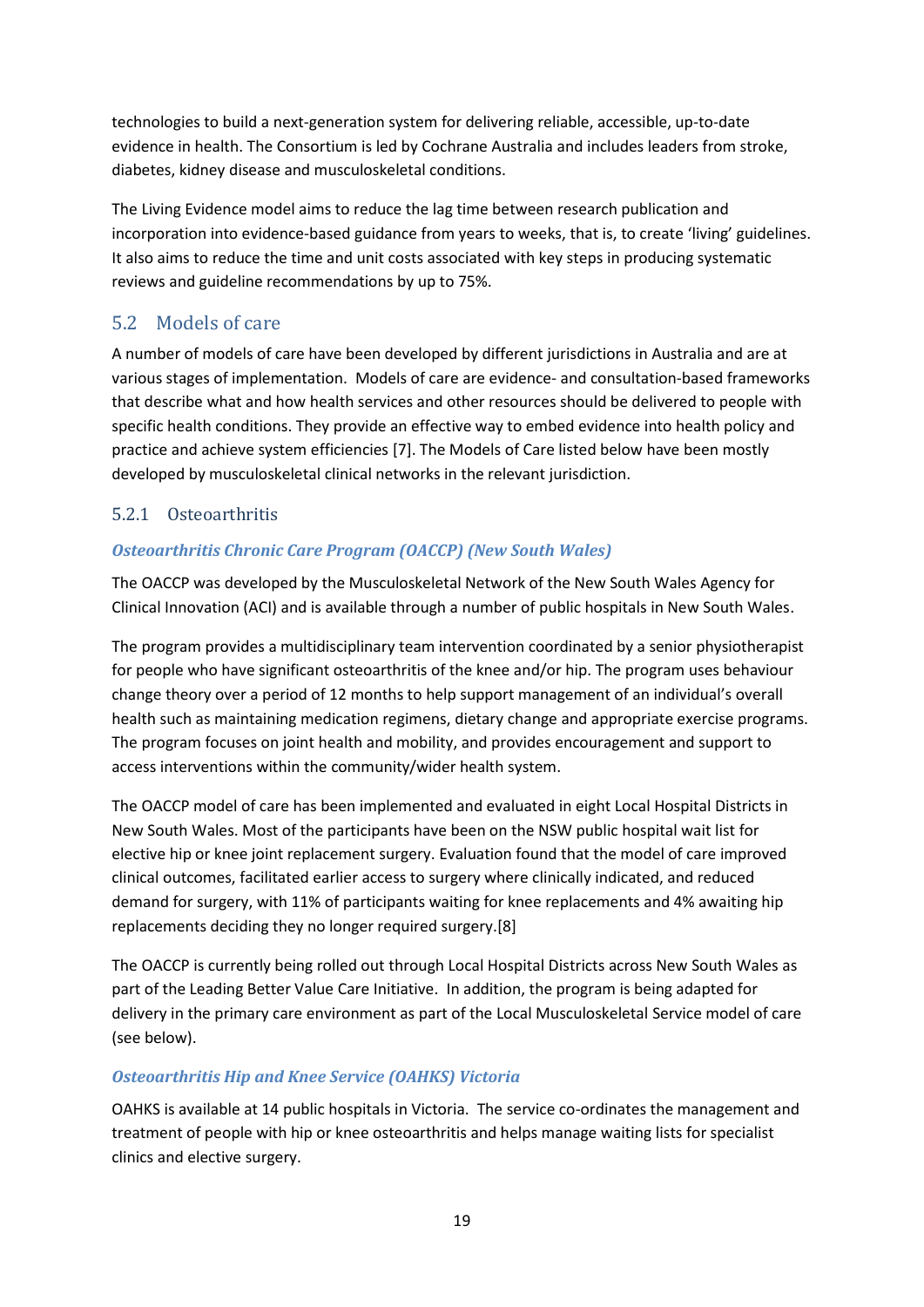technologies to build a next-generation system for delivering reliable, accessible, up-to-date evidence in health. The Consortium is led by Cochrane Australia and includes leaders from stroke, diabetes, kidney disease and musculoskeletal conditions.

The Living Evidence model aims to reduce the lag time between research publication and incorporation into evidence-based guidance from years to weeks, that is, to create 'living' guidelines. It also aims to reduce the time and unit costs associated with key steps in producing systematic reviews and guideline recommendations by up to 75%.

## 5.2 Models of care

A number of models of care have been developed by different jurisdictions in Australia and are at various stages of implementation. Models of care are evidence- and consultation-based frameworks that describe what and how health services and other resources should be delivered to people with specific health conditions. They provide an effective way to embed evidence into health policy and practice and achieve system efficiencies [7]. The Models of Care listed below have been mostly developed by musculoskeletal clinical networks in the relevant jurisdiction.

### 5.2.1 Osteoarthritis

#### *Osteoarthritis Chronic Care Program (OACCP) (New South Wales)*

The OACCP was developed by the Musculoskeletal Network of the New South Wales Agency for Clinical Innovation (ACI) and is available through a number of public hospitals in New South Wales.

The program provides a multidisciplinary team intervention coordinated by a senior physiotherapist for people who have significant osteoarthritis of the knee and/or hip. The program uses behaviour change theory over a period of 12 months to help support management of an individual's overall health such as maintaining medication regimens, dietary change and appropriate exercise programs. The program focuses on joint health and mobility, and provides encouragement and support to access interventions within the community/wider health system.

The OACCP model of care has been implemented and evaluated in eight Local Hospital Districts in New South Wales. Most of the participants have been on the NSW public hospital wait list for elective hip or knee joint replacement surgery. Evaluation found that the model of care improved clinical outcomes, facilitated earlier access to surgery where clinically indicated, and reduced demand for surgery, with 11% of participants waiting for knee replacements and 4% awaiting hip replacements deciding they no longer required surgery.[8]

The OACCP is currently being rolled out through Local Hospital Districts across New South Wales as part of the Leading Better Value Care Initiative. In addition, the program is being adapted for delivery in the primary care environment as part of the Local Musculoskeletal Service model of care (see below).

#### *Osteoarthritis Hip and Knee Service (OAHKS) Victoria*

OAHKS is available at 14 public hospitals in Victoria. The service co-ordinates the management and treatment of people with hip or knee osteoarthritis and helps manage waiting lists for specialist clinics and elective surgery.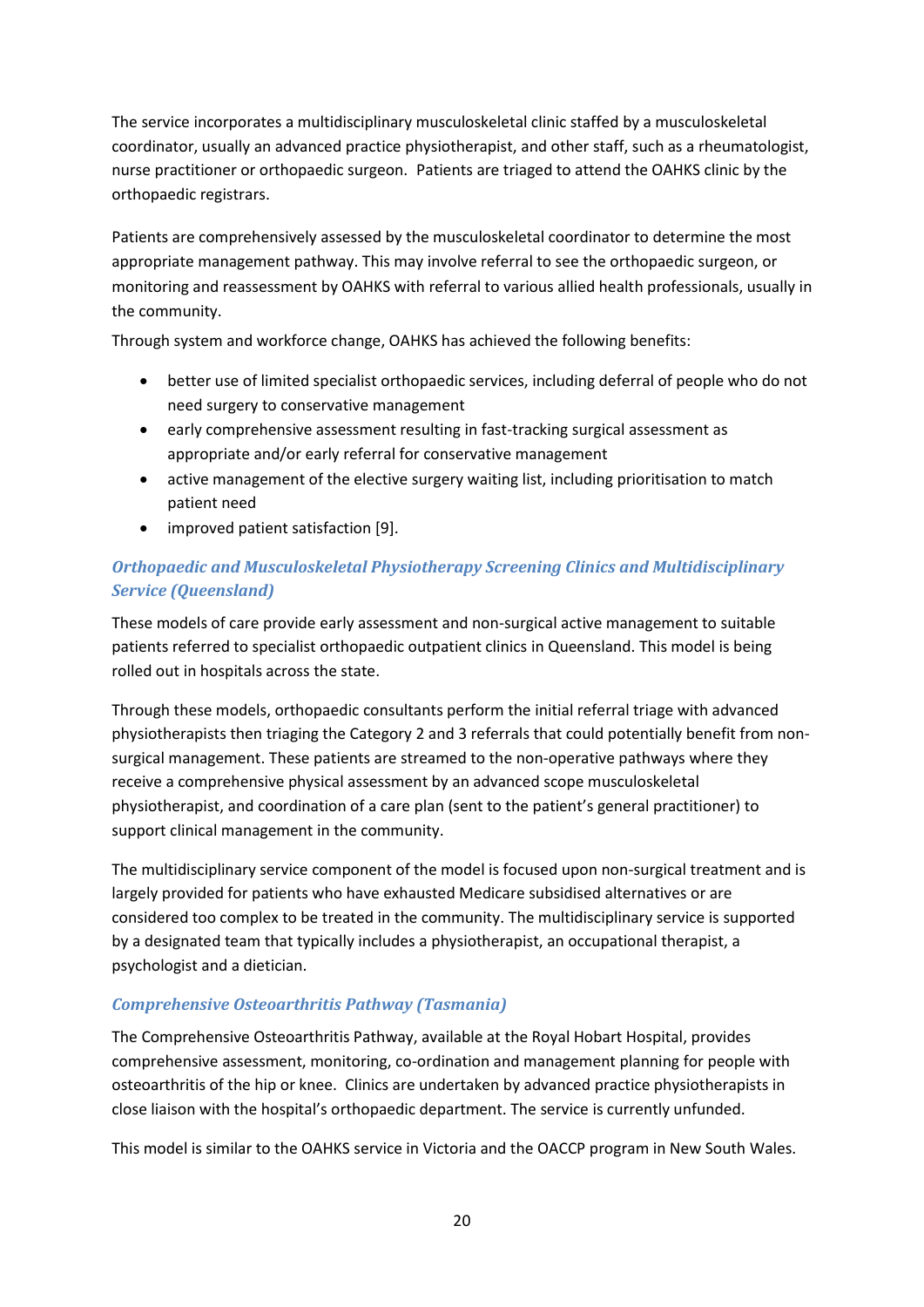The service incorporates a multidisciplinary musculoskeletal clinic staffed by a musculoskeletal coordinator, usually an advanced practice physiotherapist, and other staff, such as a rheumatologist, nurse practitioner or orthopaedic surgeon. Patients are triaged to attend the OAHKS clinic by the orthopaedic registrars.

Patients are comprehensively assessed by the musculoskeletal coordinator to determine the most appropriate management pathway. This may involve referral to see the orthopaedic surgeon, or monitoring and reassessment by OAHKS with referral to various allied health professionals, usually in the community.

Through system and workforce change, OAHKS has achieved the following benefits:

- better use of limited specialist orthopaedic services, including deferral of people who do not need surgery to conservative management
- early comprehensive assessment resulting in fast-tracking surgical assessment as appropriate and/or early referral for conservative management
- active management of the elective surgery waiting list, including prioritisation to match patient need
- improved patient satisfaction [9].

### *Orthopaedic and Musculoskeletal Physiotherapy Screening Clinics and Multidisciplinary Service (Queensland)*

These models of care provide early assessment and non-surgical active management to suitable patients referred to specialist orthopaedic outpatient clinics in Queensland. This model is being rolled out in hospitals across the state.

Through these models, orthopaedic consultants perform the initial referral triage with advanced physiotherapists then triaging the Category 2 and 3 referrals that could potentially benefit from non-surgical management. These patients are streamed to the non-operative pathways where they receive a comprehensive physical assessment by an advanced scope musculoskeletal physiotherapist, and coordination of a care plan (sent to the patient's general practitioner) to support clinical management in the community.

The multidisciplinary service component of the model is focused upon non-surgical treatment and is largely provided for patients who have exhausted Medicare subsidised alternatives or are considered too complex to be treated in the community. The multidisciplinary service is supported by a designated team that typically includes a physiotherapist, an occupational therapist, a psychologist and a dietician.

### *Comprehensive Osteoarthritis Pathway (Tasmania)*

The Comprehensive Osteoarthritis Pathway, available at the Royal Hobart Hospital, provides comprehensive assessment, monitoring, co-ordination and management planning for people with osteoarthritis of the hip or knee. Clinics are undertaken by advanced practice physiotherapists in close liaison with the hospital's orthopaedic department. The service is currently unfunded.

This model is similar to the OAHKS service in Victoria and the OACCP program in New South Wales.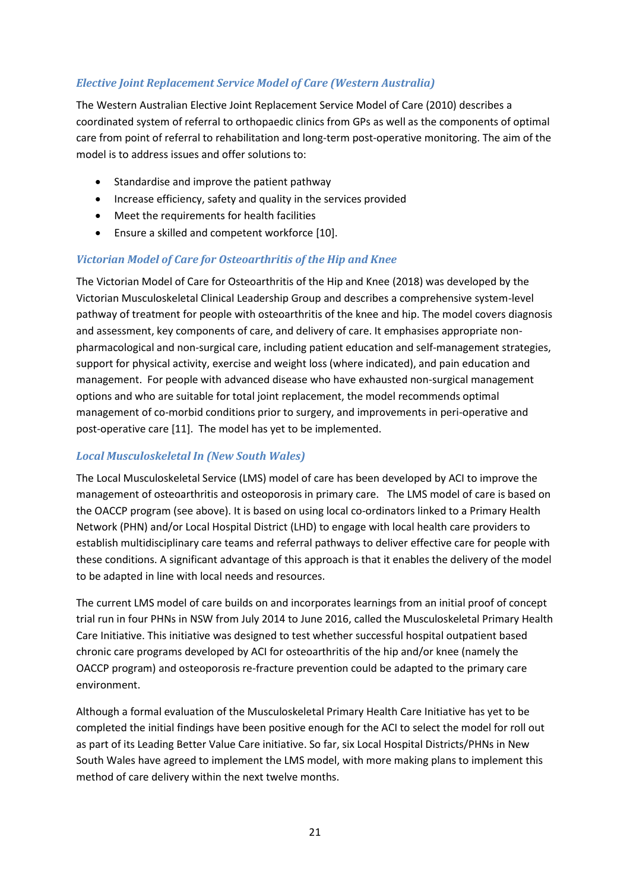### *Elective Joint Replacement Service Model of Care (Western Australia)*

The Western Australian Elective Joint Replacement Service Model of Care (2010) describes a coordinated system of referral to orthopaedic clinics from GPs as well as the components of optimal care from point of referral to rehabilitation and long-term post-operative monitoring. The aim of the model is to address issues and offer solutions to:

- Standardise and improve the patient pathway
- Increase efficiency, safety and quality in the services provided
- Meet the requirements for health facilities
- Ensure a skilled and competent workforce [10].

### *Victorian Model of Care for Osteoarthritis of the Hip and Knee*

The Victorian Model of Care for Osteoarthritis of the Hip and Knee (2018) was developed by the Victorian Musculoskeletal Clinical Leadership Group and describes a comprehensive system-level pathway of treatment for people with osteoarthritis of the knee and hip. The model covers diagnosis and assessment, key components of care, and delivery of care. It emphasises appropriate non-pharmacological and non-surgical care, including patient education and self-management strategies, support for physical activity, exercise and weight loss (where indicated), and pain education and management. For people with advanced disease who have exhausted non-surgical management options and who are suitable for total joint replacement, the model recommends optimal management of co-morbid conditions prior to surgery, and improvements in peri-operative and post-operative care [11]. The model has yet to be implemented.

### *Local Musculoskeletal In (New South Wales)*

The Local Musculoskeletal Service (LMS) model of care has been developed by ACI to improve the management of osteoarthritis and osteoporosis in primary care. The LMS model of care is based on the OACCP program (see above). It is based on using local co-ordinators linked to a Primary Health Network (PHN) and/or Local Hospital District (LHD) to engage with local health care providers to establish multidisciplinary care teams and referral pathways to deliver effective care for people with these conditions. A significant advantage of this approach is that it enables the delivery of the model to be adapted in line with local needs and resources.

The current LMS model of care builds on and incorporates learnings from an initial proof of concept trial run in four PHNs in NSW from July 2014 to June 2016, called the Musculoskeletal Primary Health Care Initiative. This initiative was designed to test whether successful hospital outpatient based chronic care programs developed by ACI for osteoarthritis of the hip and/or knee (namely the OACCP program) and osteoporosis re-fracture prevention could be adapted to the primary care environment.

Although a formal evaluation of the Musculoskeletal Primary Health Care Initiative has yet to be completed the initial findings have been positive enough for the ACI to select the model for roll out as part of its Leading Better Value Care initiative. So far, six Local Hospital Districts/PHNs in New South Wales have agreed to implement the LMS model, with more making plans to implement this method of care delivery within the next twelve months.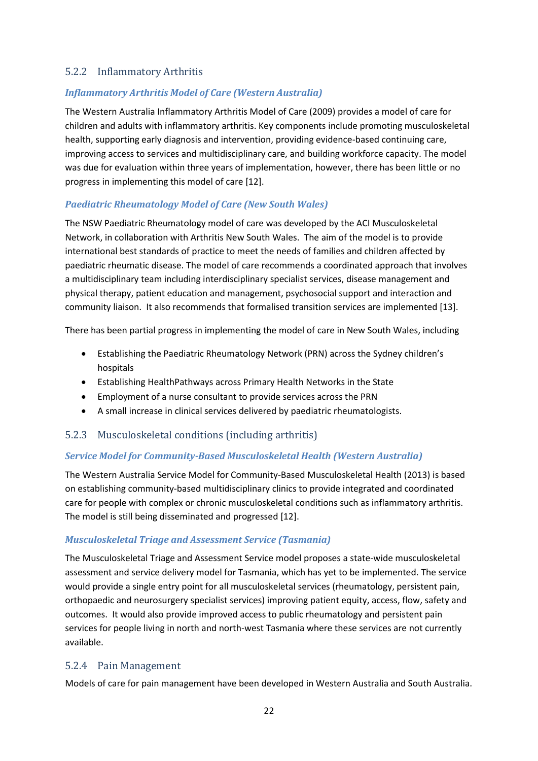### 5.2.2 Inflammatory Arthritis

#### *Inflammatory Arthritis Model of Care (Western Australia)*

The Western Australia Inflammatory Arthritis Model of Care (2009) provides a model of care for children and adults with inflammatory arthritis. Key components include promoting musculoskeletal health, supporting early diagnosis and intervention, providing evidence-based continuing care, improving access to services and multidisciplinary care, and building workforce capacity. The model was due for evaluation within three years of implementation, however, there has been little or no progress in implementing this model of care [12].

#### *Paediatric Rheumatology Model of Care (New South Wales)*

The NSW Paediatric Rheumatology model of care was developed by the ACI Musculoskeletal Network, in collaboration with Arthritis New South Wales. The aim of the model is to provide international best standards of practice to meet the needs of families and children affected by paediatric rheumatic disease. The model of care recommends a coordinated approach that involves a multidisciplinary team including interdisciplinary specialist services, disease management and physical therapy, patient education and management, psychosocial support and interaction and community liaison. It also recommends that formalised transition services are implemented [13].

There has been partial progress in implementing the model of care in New South Wales, including

- Establishing the Paediatric Rheumatology Network (PRN) across the Sydney children's hospitals
- Establishing HealthPathways across Primary Health Networks in the State
- Employment of a nurse consultant to provide services across the PRN
- A small increase in clinical services delivered by paediatric rheumatologists.

### 5.2.3 Musculoskeletal conditions (including arthritis)

#### *Service Model for Community-Based Musculoskeletal Health (Western Australia)*

The Western Australia Service Model for Community-Based Musculoskeletal Health (2013) is based on establishing community-based multidisciplinary clinics to provide integrated and coordinated care for people with complex or chronic musculoskeletal conditions such as inflammatory arthritis. The model is still being disseminated and progressed [12].

#### *Musculoskeletal Triage and Assessment Service (Tasmania)*

The Musculoskeletal Triage and Assessment Service model proposes a state-wide musculoskeletal assessment and service delivery model for Tasmania, which has yet to be implemented. The service would provide a single entry point for all musculoskeletal services (rheumatology, persistent pain, orthopaedic and neurosurgery specialist services) improving patient equity, access, flow, safety and outcomes. It would also provide improved access to public rheumatology and persistent pain services for people living in north and north-west Tasmania where these services are not currently available.

### 5.2.4 Pain Management

Models of care for pain management have been developed in Western Australia and South Australia.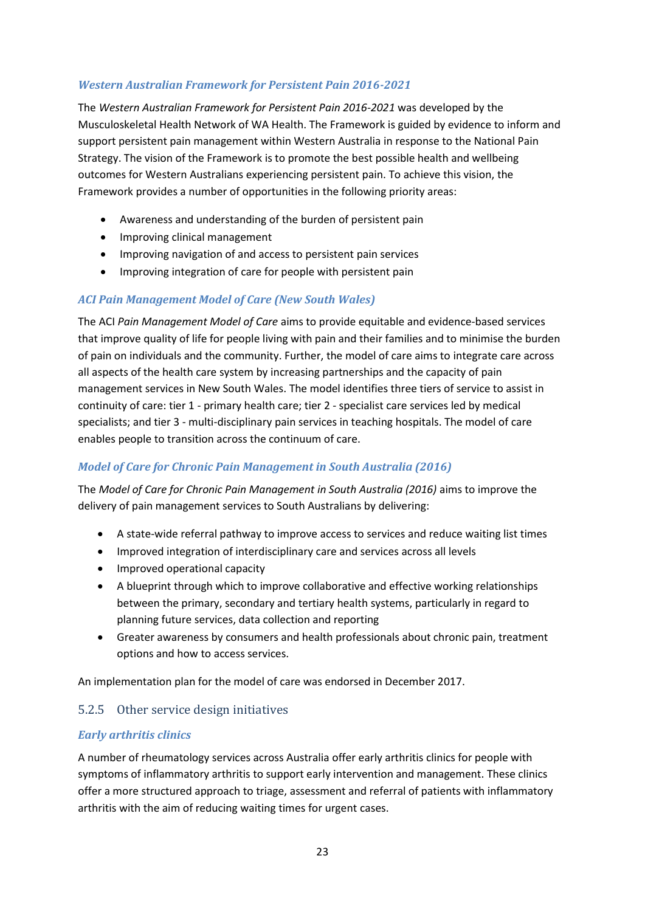#### *Western Australian Framework for Persistent Pain 2016-2021*

The *Western Australian Framework for Persistent Pain 2016-2021* was developed by the Musculoskeletal Health Network of WA Health. The Framework is guided by evidence to inform and support persistent pain management within Western Australia in response to the National Pain Strategy. The vision of the Framework is to promote the best possible health and wellbeing outcomes for Western Australians experiencing persistent pain. To achieve this vision, the Framework provides a number of opportunities in the following priority areas:

- Awareness and understanding of the burden of persistent pain
- Improving clinical management
- Improving navigation of and access to persistent pain services
- Improving integration of care for people with persistent pain

#### *ACI Pain Management Model of Care (New South Wales)*

The ACI *Pain Management Model of Care* aims to provide equitable and evidence-based services that improve quality of life for people living with pain and their families and to minimise the burden of pain on individuals and the community. Further, the model of care aims to integrate care across all aspects of the health care system by increasing partnerships and the capacity of pain management services in New South Wales. The model identifies three tiers of service to assist in continuity of care: tier 1 - primary health care; tier 2 - specialist care services led by medical specialists; and tier 3 - multi-disciplinary pain services in teaching hospitals. The model of care enables people to transition across the continuum of care.

#### *Model of Care for Chronic Pain Management in South Australia (2016)*

The *Model of Care for Chronic Pain Management in South Australia (2016)* aims to improve the delivery of pain management services to South Australians by delivering:

- A state-wide referral pathway to improve access to services and reduce waiting list times
- Improved integration of interdisciplinary care and services across all levels
- Improved operational capacity
- A blueprint through which to improve collaborative and effective working relationships between the primary, secondary and tertiary health systems, particularly in regard to planning future services, data collection and reporting
- Greater awareness by consumers and health professionals about chronic pain, treatment options and how to access services.

An implementation plan for the model of care was endorsed in December 2017.

### 5.2.5 Other service design initiatives

#### *Early arthritis clinics*

A number of rheumatology services across Australia offer early arthritis clinics for people with symptoms of inflammatory arthritis to support early intervention and management. These clinics offer a more structured approach to triage, assessment and referral of patients with inflammatory arthritis with the aim of reducing waiting times for urgent cases.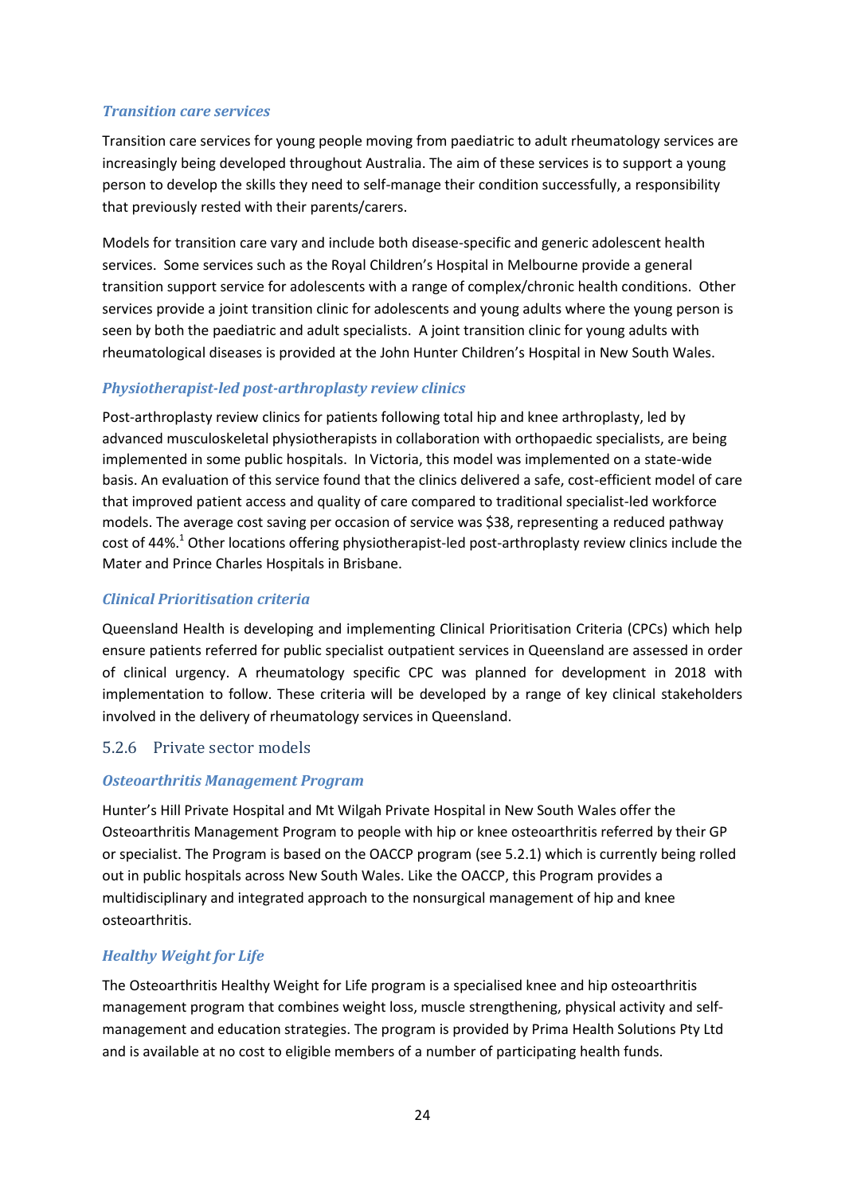#### *Transition care services*

Transition care services for young people moving from paediatric to adult rheumatology services are increasingly being developed throughout Australia. The aim of these services is to support a young person to develop the skills they need to self-manage their condition successfully, a responsibility that previously rested with their parents/carers.

Models for transition care vary and include both disease-specific and generic adolescent health services. Some services such as the Royal Children's Hospital in Melbourne provide a general transition support service for adolescents with a range of complex/chronic health conditions. Other services provide a joint transition clinic for adolescents and young adults where the young person is seen by both the paediatric and adult specialists. A joint transition clinic for young adults with rheumatological diseases is provided at the John Hunter Children's Hospital in New South Wales.

#### *Physiotherapist-led post-arthroplasty review clinics*

Post-arthroplasty review clinics for patients following total hip and knee arthroplasty, led by advanced musculoskeletal physiotherapists in collaboration with orthopaedic specialists, are being implemented in some public hospitals. In Victoria, this model was implemented on a state-wide basis. An evaluation of this service found that the clinics delivered a safe, cost-efficient model of care that improved patient access and quality of care compared to traditional specialist-led workforce models. The average cost saving per occasion of service was $38, representing a reduced pathway cost of 44%.[1] Other locations offering physiotherapist-led post-arthroplasty review clinics include the Mater and Prince Charles Hospitals in Brisbane.

#### *Clinical Prioritisation criteria*

Queensland Health is developing and implementing Clinical Prioritisation Criteria (CPCs) which help ensure patients referred for public specialist outpatient services in Queensland are assessed in order of clinical urgency. A rheumatology specific CPC was planned for development in 2018 with implementation to follow. These criteria will be developed by a range of key clinical stakeholders involved in the delivery of rheumatology services in Queensland.

### 5.2.6 Private sector models

#### *Osteoarthritis Management Program*

Hunter's Hill Private Hospital and Mt Wilgah Private Hospital in New South Wales offer the Osteoarthritis Management Program to people with hip or knee osteoarthritis referred by their GP or specialist. The Program is based on the OACCP program (see 5.2.1) which is currently being rolled out in public hospitals across New South Wales. Like the OACCP, this Program provides a multidisciplinary and integrated approach to the nonsurgical management of hip and knee osteoarthritis.

#### *Healthy Weight for Life*

The Osteoarthritis Healthy Weight for Life program is a specialised knee and hip osteoarthritis management program that combines weight loss, muscle strengthening, physical activity and self-management and education strategies. The program is provided by Prima Health Solutions Pty Ltd and is available at no cost to eligible members of a number of participating health funds.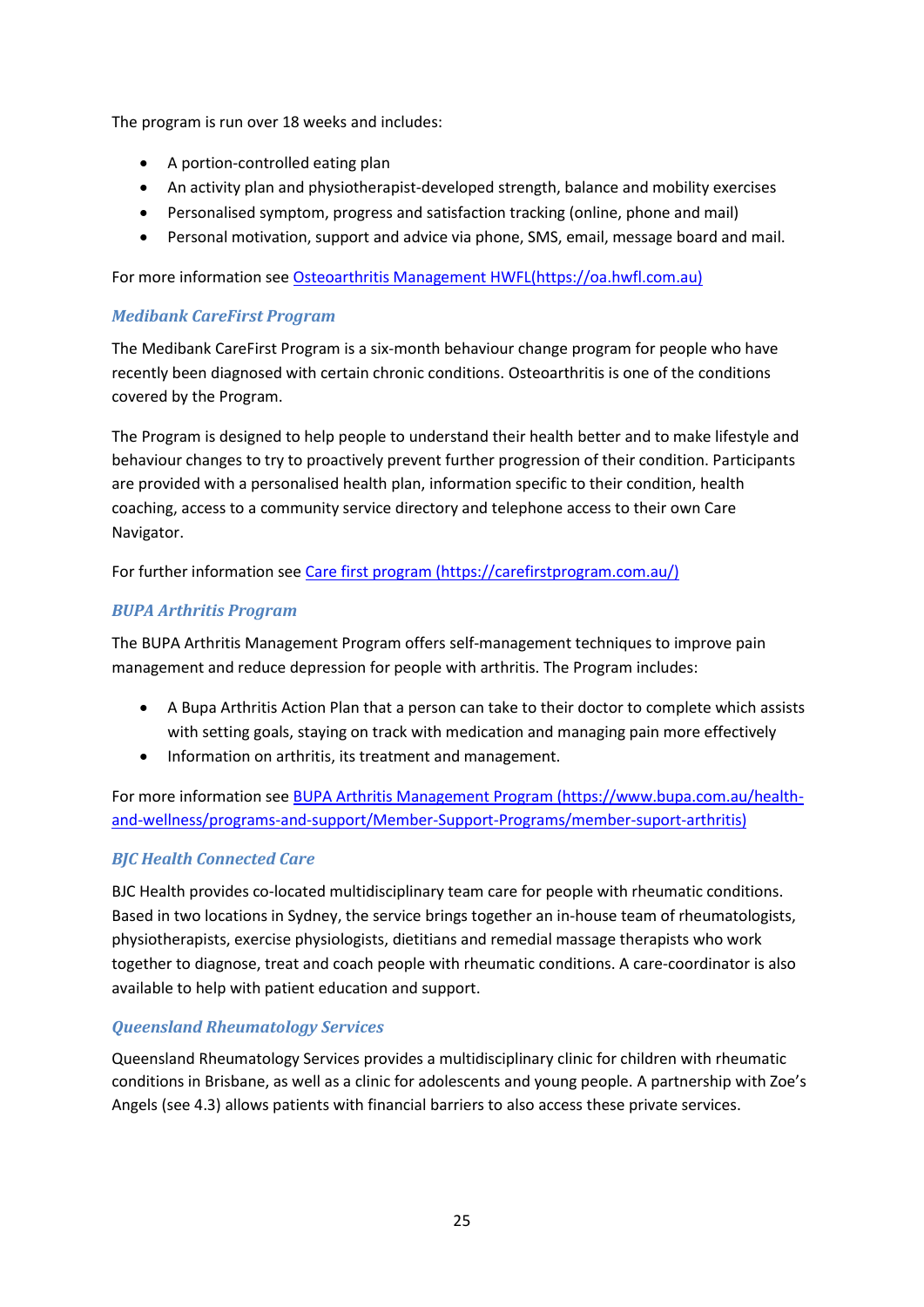The program is run over 18 weeks and includes:

- A portion-controlled eating plan
- An activity plan and physiotherapist-developed strength, balance and mobility exercises
- Personalised symptom, progress and satisfaction tracking (online, phone and mail)
- Personal motivation, support and advice via phone, SMS, email, message board and mail.

For more information see [Osteoarthritis Management HWFL(https://oa.hwfl.com.au)](https://oa.hwfl.com.au)

### *Medibank CareFirst Program*

The Medibank CareFirst Program is a six-month behaviour change program for people who have recently been diagnosed with certain chronic conditions. Osteoarthritis is one of the conditions covered by the Program.

The Program is designed to help people to understand their health better and to make lifestyle and behaviour changes to try to proactively prevent further progression of their condition. Participants are provided with a personalised health plan, information specific to their condition, health coaching, access to a community service directory and telephone access to their own Care Navigator.

For further information see [Care first program (https://carefirstprogram.com.au/)](https://carefirstprogram.com.au/)

### *BUPA Arthritis Program*

The BUPA Arthritis Management Program offers self-management techniques to improve pain management and reduce depression for people with arthritis. The Program includes:

- A Bupa Arthritis Action Plan that a person can take to their doctor to complete which assists with setting goals, staying on track with medication and managing pain more effectively
- Information on arthritis, its treatment and management.

For more information see [BUPA Arthritis Management Program (https://www.bupa.com.au/health-and-wellness/programs-and-support/Member-Support-Programs/member-suport-arthritis)](https://www.bupa.com.au/health-and-wellness/programs-and-support/Member-Support-Programs/member-suport-arthritis)

### *BJC Health Connected Care*

BJC Health provides co-located multidisciplinary team care for people with rheumatic conditions. Based in two locations in Sydney, the service brings together an in-house team of rheumatologists, physiotherapists, exercise physiologists, dietitians and remedial massage therapists who work together to diagnose, treat and coach people with rheumatic conditions. A care-coordinator is also available to help with patient education and support.

### *Queensland Rheumatology Services*

Queensland Rheumatology Services provides a multidisciplinary clinic for children with rheumatic conditions in Brisbane, as well as a clinic for adolescents and young people. A partnership with Zoe's Angels (see 4.3) allows patients with financial barriers to also access these private services.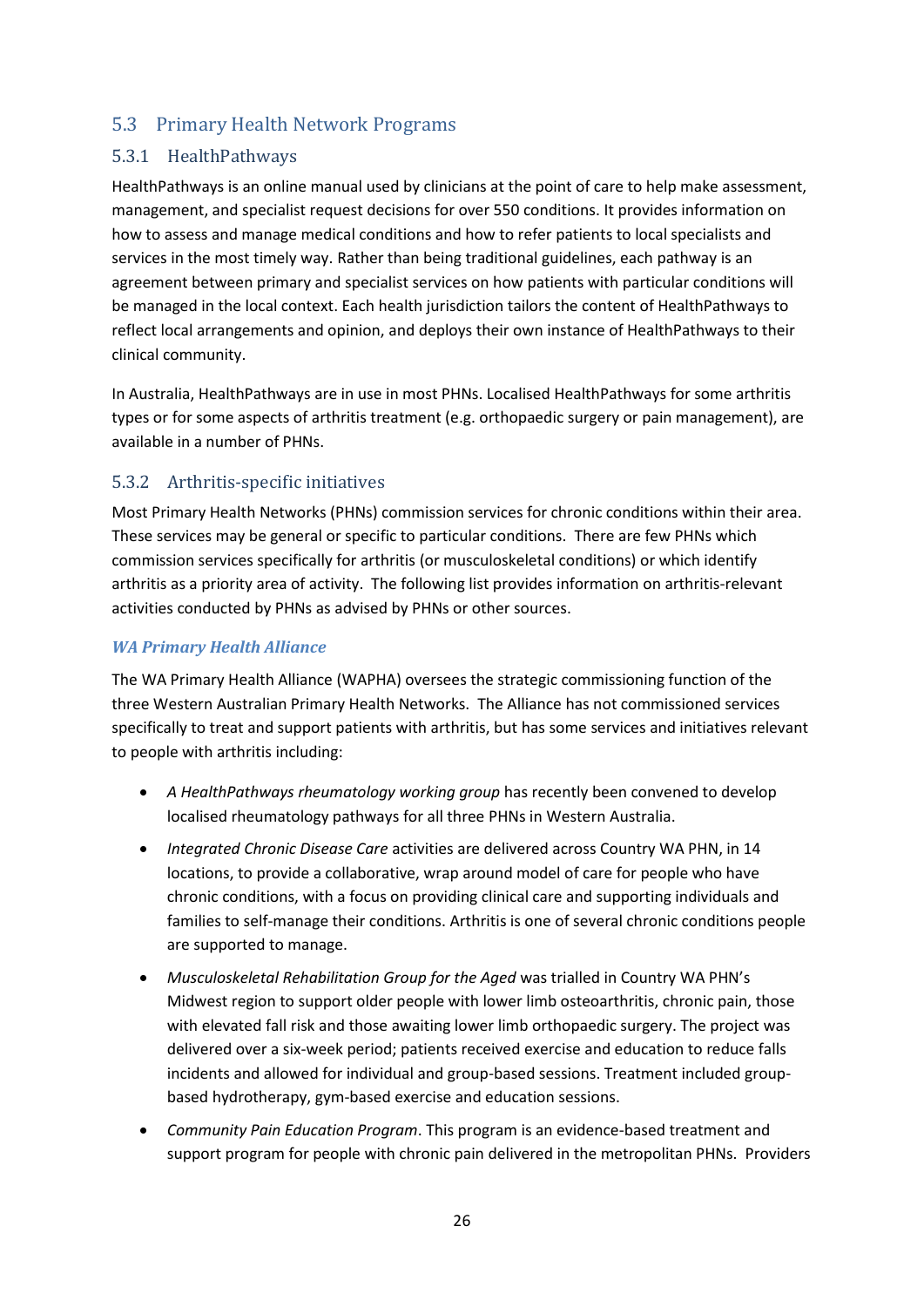## 5.3 Primary Health Network Programs

### 5.3.1 HealthPathways

HealthPathways is an online manual used by clinicians at the point of care to help make assessment, management, and specialist request decisions for over 550 conditions. It provides information on how to assess and manage medical conditions and how to refer patients to local specialists and services in the most timely way. Rather than being traditional guidelines, each pathway is an agreement between primary and specialist services on how patients with particular conditions will be managed in the local context. Each health jurisdiction tailors the content of HealthPathways to reflect local arrangements and opinion, and deploys their own instance of HealthPathways to their clinical community.

In Australia, HealthPathways are in use in most PHNs. Localised HealthPathways for some arthritis types or for some aspects of arthritis treatment (e.g. orthopaedic surgery or pain management), are available in a number of PHNs.

### 5.3.2 Arthritis-specific initiatives

Most Primary Health Networks (PHNs) commission services for chronic conditions within their area. These services may be general or specific to particular conditions. There are few PHNs which commission services specifically for arthritis (or musculoskeletal conditions) or which identify arthritis as a priority area of activity. The following list provides information on arthritis-relevant activities conducted by PHNs as advised by PHNs or other sources.

#### *WA Primary Health Alliance*

The WA Primary Health Alliance (WAPHA) oversees the strategic commissioning function of the three Western Australian Primary Health Networks. The Alliance has not commissioned services specifically to treat and support patients with arthritis, but has some services and initiatives relevant to people with arthritis including:

- *A HealthPathways rheumatology working group* has recently been convened to develop localised rheumatology pathways for all three PHNs in Western Australia.
- *Integrated Chronic Disease Care* activities are delivered across Country WA PHN, in 14 locations, to provide a collaborative, wrap around model of care for people who have chronic conditions, with a focus on providing clinical care and supporting individuals and families to self-manage their conditions. Arthritis is one of several chronic conditions people are supported to manage.
- *Musculoskeletal Rehabilitation Group for the Aged* was trialled in Country WA PHN's Midwest region to support older people with lower limb osteoarthritis, chronic pain, those with elevated fall risk and those awaiting lower limb orthopaedic surgery. The project was delivered over a six-week period; patients received exercise and education to reduce falls incidents and allowed for individual and group-based sessions. Treatment included group-based hydrotherapy, gym-based exercise and education sessions.
- *Community Pain Education Program*. This program is an evidence-based treatment and support program for people with chronic pain delivered in the metropolitan PHNs. Providers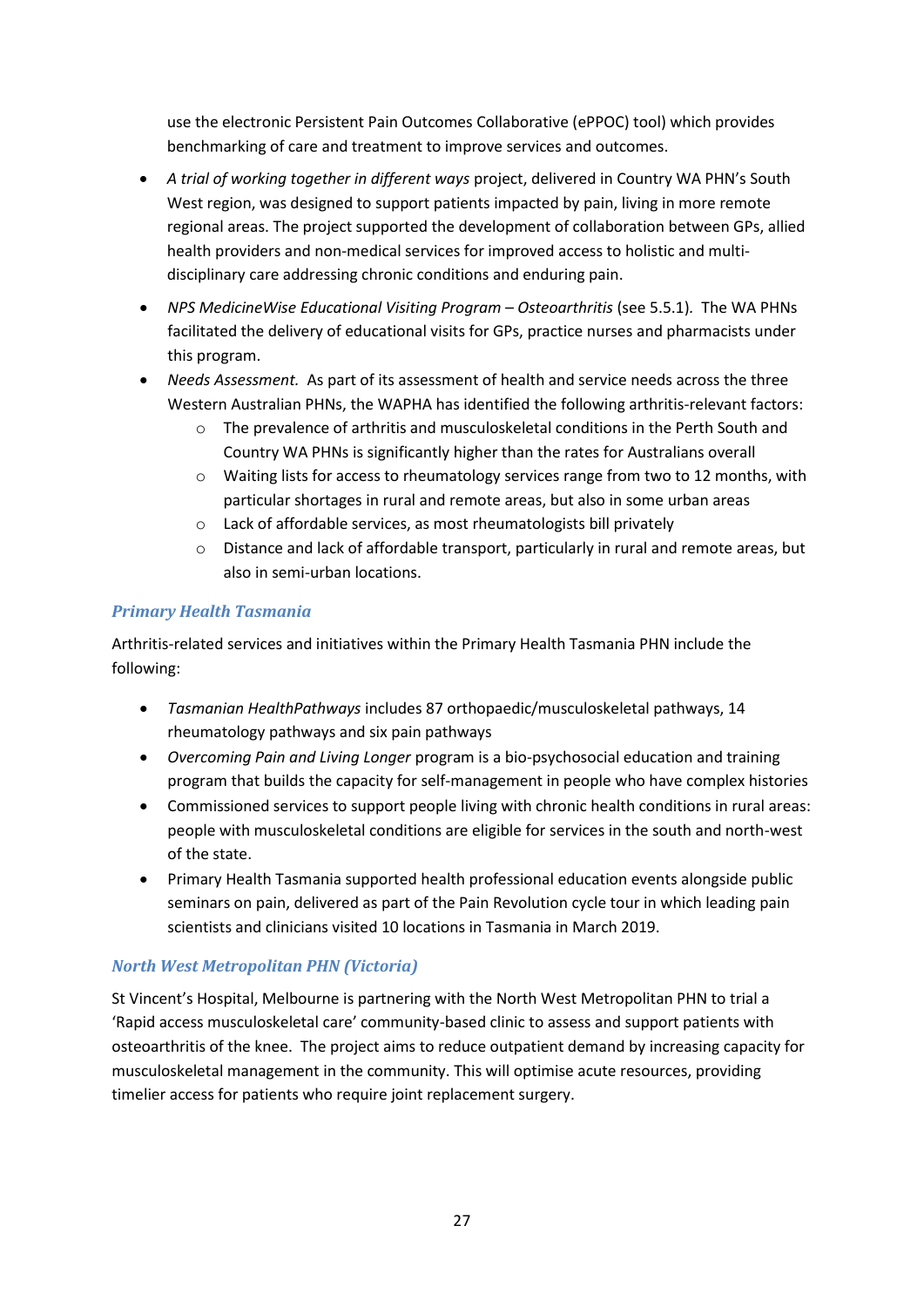use the electronic Persistent Pain Outcomes Collaborative (ePPOC) tool) which provides benchmarking of care and treatment to improve services and outcomes.

- *A trial of working together in different ways* project, delivered in Country WA PHN's South West region, was designed to support patients impacted by pain, living in more remote regional areas. The project supported the development of collaboration between GPs, allied health providers and non-medical services for improved access to holistic and multi-disciplinary care addressing chronic conditions and enduring pain.
- *NPS MedicineWise Educational Visiting Program – Osteoarthritis* (see 5.5.1). The WA PHNs facilitated the delivery of educational visits for GPs, practice nurses and pharmacists under this program.
- *Needs Assessment.* As part of its assessment of health and service needs across the three Western Australian PHNs, the WAPHA has identified the following arthritis-relevant factors:
    - The prevalence of arthritis and musculoskeletal conditions in the Perth South and Country WA PHNs is significantly higher than the rates for Australians overall
    - Waiting lists for access to rheumatology services range from two to 12 months, with particular shortages in rural and remote areas, but also in some urban areas
    - Lack of affordable services, as most rheumatologists bill privately
    - Distance and lack of affordable transport, particularly in rural and remote areas, but also in semi-urban locations.

### *Primary Health Tasmania*

Arthritis-related services and initiatives within the Primary Health Tasmania PHN include the following:

- *Tasmanian HealthPathways* includes 87 orthopaedic/musculoskeletal pathways, 14 rheumatology pathways and six pain pathways
- *Overcoming Pain and Living Longer* program is a bio-psychosocial education and training program that builds the capacity for self-management in people who have complex histories
- Commissioned services to support people living with chronic health conditions in rural areas: people with musculoskeletal conditions are eligible for services in the south and north-west of the state.
- Primary Health Tasmania supported health professional education events alongside public seminars on pain, delivered as part of the Pain Revolution cycle tour in which leading pain scientists and clinicians visited 10 locations in Tasmania in March 2019.

### *North West Metropolitan PHN (Victoria)*

St Vincent's Hospital, Melbourne is partnering with the North West Metropolitan PHN to trial a 'Rapid access musculoskeletal care' community-based clinic to assess and support patients with osteoarthritis of the knee. The project aims to reduce outpatient demand by increasing capacity for musculoskeletal management in the community. This will optimise acute resources, providing timelier access for patients who require joint replacement surgery.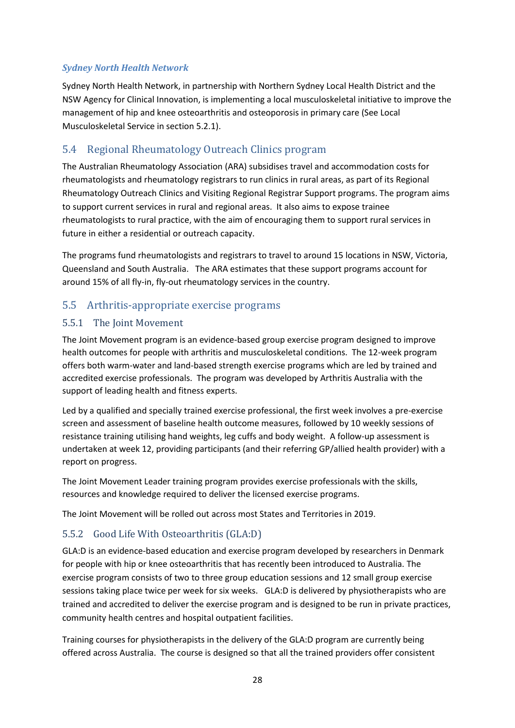### *Sydney North Health Network*

Sydney North Health Network, in partnership with Northern Sydney Local Health District and the NSW Agency for Clinical Innovation, is implementing a local musculoskeletal initiative to improve the management of hip and knee osteoarthritis and osteoporosis in primary care (See Local Musculoskeletal Service in section 5.2.1).

## 5.4 Regional Rheumatology Outreach Clinics program

The Australian Rheumatology Association (ARA) subsidises travel and accommodation costs for rheumatologists and rheumatology registrars to run clinics in rural areas, as part of its Regional Rheumatology Outreach Clinics and Visiting Regional Registrar Support programs. The program aims to support current services in rural and regional areas. It also aims to expose trainee rheumatologists to rural practice, with the aim of encouraging them to support rural services in future in either a residential or outreach capacity.

The programs fund rheumatologists and registrars to travel to around 15 locations in NSW, Victoria, Queensland and South Australia. The ARA estimates that these support programs account for around 15% of all fly-in, fly-out rheumatology services in the country.

## 5.5 Arthritis-appropriate exercise programs

### 5.5.1 The Joint Movement

The Joint Movement program is an evidence-based group exercise program designed to improve health outcomes for people with arthritis and musculoskeletal conditions. The 12-week program offers both warm-water and land-based strength exercise programs which are led by trained and accredited exercise professionals. The program was developed by Arthritis Australia with the support of leading health and fitness experts.

Led by a qualified and specially trained exercise professional, the first week involves a pre-exercise screen and assessment of baseline health outcome measures, followed by 10 weekly sessions of resistance training utilising hand weights, leg cuffs and body weight. A follow-up assessment is undertaken at week 12, providing participants (and their referring GP/allied health provider) with a report on progress.

The Joint Movement Leader training program provides exercise professionals with the skills, resources and knowledge required to deliver the licensed exercise programs.

The Joint Movement will be rolled out across most States and Territories in 2019.

### 5.5.2 Good Life With Osteoarthritis (GLA:D)

GLA:D is an evidence-based education and exercise program developed by researchers in Denmark for people with hip or knee osteoarthritis that has recently been introduced to Australia. The exercise program consists of two to three group education sessions and 12 small group exercise sessions taking place twice per week for six weeks. GLA:D is delivered by physiotherapists who are trained and accredited to deliver the exercise program and is designed to be run in private practices, community health centres and hospital outpatient facilities.

Training courses for physiotherapists in the delivery of the GLA:D program are currently being offered across Australia. The course is designed so that all the trained providers offer consistent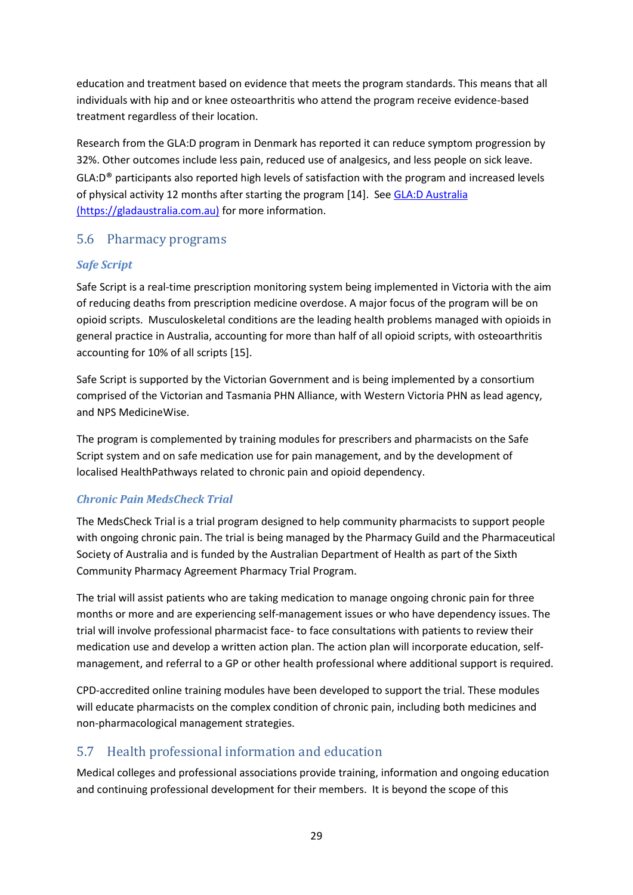education and treatment based on evidence that meets the program standards. This means that all individuals with hip and or knee osteoarthritis who attend the program receive evidence-based treatment regardless of their location.

Research from the GLA:D program in Denmark has reported it can reduce symptom progression by 32%. Other outcomes include less pain, reduced use of analgesics, and less people on sick leave. GLA:D® participants also reported high levels of satisfaction with the program and increased levels of physical activity 12 months after starting the program [14]. See [GLA:D Australia (https://gladaustralia.com.au)](https://gladaustralia.com.au) for more information.

## 5.6 Pharmacy programs

### *Safe Script*

Safe Script is a real-time prescription monitoring system being implemented in Victoria with the aim of reducing deaths from prescription medicine overdose. A major focus of the program will be on opioid scripts. Musculoskeletal conditions are the leading health problems managed with opioids in general practice in Australia, accounting for more than half of all opioid scripts, with osteoarthritis accounting for 10% of all scripts [15].

Safe Script is supported by the Victorian Government and is being implemented by a consortium comprised of the Victorian and Tasmania PHN Alliance, with Western Victoria PHN as lead agency, and NPS MedicineWise.

The program is complemented by training modules for prescribers and pharmacists on the Safe Script system and on safe medication use for pain management, and by the development of localised HealthPathways related to chronic pain and opioid dependency.

### *Chronic Pain MedsCheck Trial*

The MedsCheck Trial is a trial program designed to help community pharmacists to support people with ongoing chronic pain. The trial is being managed by the Pharmacy Guild and the Pharmaceutical Society of Australia and is funded by the Australian Department of Health as part of the Sixth Community Pharmacy Agreement Pharmacy Trial Program.

The trial will assist patients who are taking medication to manage ongoing chronic pain for three months or more and are experiencing self-management issues or who have dependency issues. The trial will involve professional pharmacist face- to face consultations with patients to review their medication use and develop a written action plan. The action plan will incorporate education, self-management, and referral to a GP or other health professional where additional support is required.

CPD-accredited online training modules have been developed to support the trial. These modules will educate pharmacists on the complex condition of chronic pain, including both medicines and non-pharmacological management strategies.

## 5.7 Health professional information and education

Medical colleges and professional associations provide training, information and ongoing education and continuing professional development for their members. It is beyond the scope of this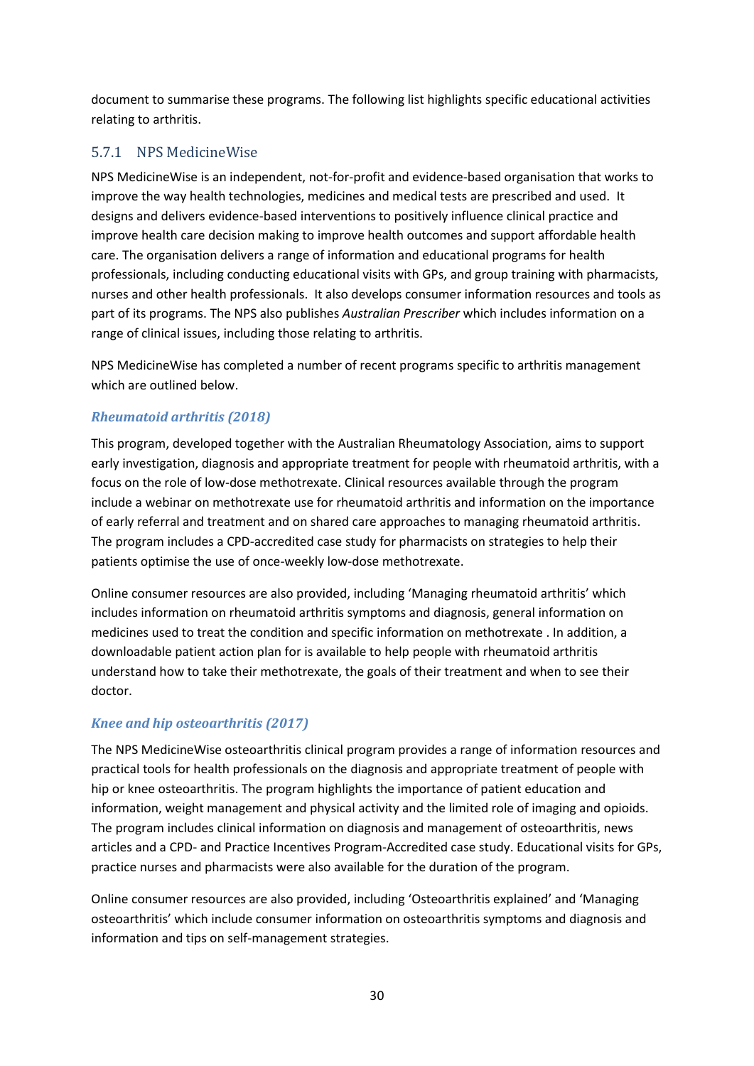document to summarise these programs. The following list highlights specific educational activities relating to arthritis.

### 5.7.1 NPS MedicineWise

NPS MedicineWise is an independent, not-for-profit and evidence-based organisation that works to improve the way health technologies, medicines and medical tests are prescribed and used. It designs and delivers evidence-based interventions to positively influence clinical practice and improve health care decision making to improve health outcomes and support affordable health care. The organisation delivers a range of information and educational programs for health professionals, including conducting educational visits with GPs, and group training with pharmacists, nurses and other health professionals. It also develops consumer information resources and tools as part of its programs. The NPS also publishes *Australian Prescriber* which includes information on a range of clinical issues, including those relating to arthritis.

NPS MedicineWise has completed a number of recent programs specific to arthritis management which are outlined below.

#### *Rheumatoid arthritis (2018)*

This program, developed together with the Australian Rheumatology Association, aims to support early investigation, diagnosis and appropriate treatment for people with rheumatoid arthritis, with a focus on the role of low-dose methotrexate. Clinical resources available through the program include a webinar on methotrexate use for rheumatoid arthritis and information on the importance of early referral and treatment and on shared care approaches to managing rheumatoid arthritis. The program includes a CPD-accredited case study for pharmacists on strategies to help their patients optimise the use of once-weekly low-dose methotrexate.

Online consumer resources are also provided, including 'Managing rheumatoid arthritis' which includes information on rheumatoid arthritis symptoms and diagnosis, general information on medicines used to treat the condition and specific information on methotrexate . In addition, a downloadable patient action plan for is available to help people with rheumatoid arthritis understand how to take their methotrexate, the goals of their treatment and when to see their doctor.

#### *Knee and hip osteoarthritis (2017)*

The NPS MedicineWise osteoarthritis clinical program provides a range of information resources and practical tools for health professionals on the diagnosis and appropriate treatment of people with hip or knee osteoarthritis. The program highlights the importance of patient education and information, weight management and physical activity and the limited role of imaging and opioids. The program includes clinical information on diagnosis and management of osteoarthritis, news articles and a CPD- and Practice Incentives Program-Accredited case study. Educational visits for GPs, practice nurses and pharmacists were also available for the duration of the program.

Online consumer resources are also provided, including 'Osteoarthritis explained' and 'Managing osteoarthritis' which include consumer information on osteoarthritis symptoms and diagnosis and information and tips on self-management strategies.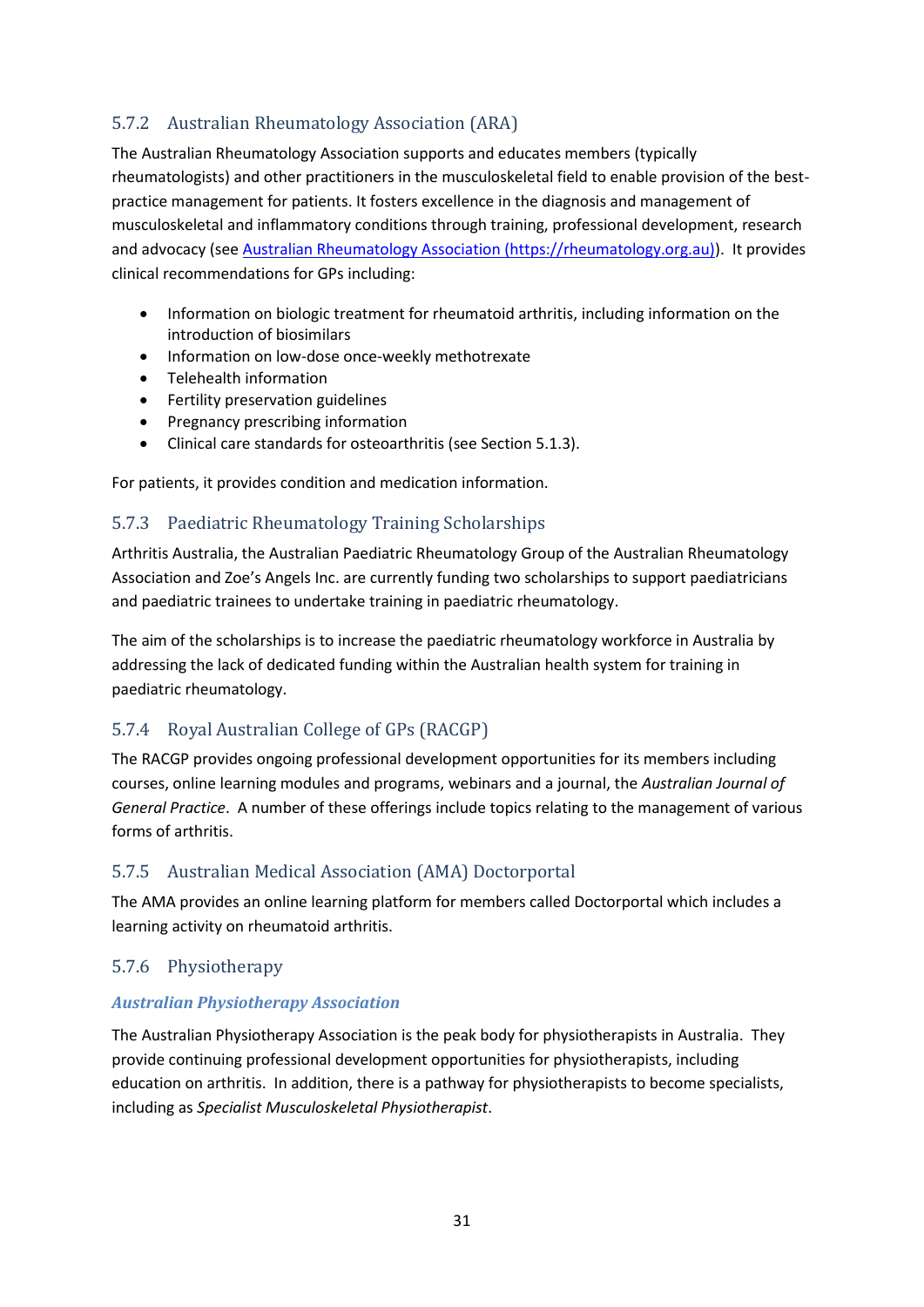### 5.7.2 Australian Rheumatology Association (ARA)

The Australian Rheumatology Association supports and educates members (typically rheumatologists) and other practitioners in the musculoskeletal field to enable provision of the best-practice management for patients. It fosters excellence in the diagnosis and management of musculoskeletal and inflammatory conditions through training, professional development, research and advocacy (see [Australian Rheumatology Association (https://rheumatology.org.au)](https://rheumatology.org.au)). It provides clinical recommendations for GPs including:

- Information on biologic treatment for rheumatoid arthritis, including information on the introduction of biosimilars
- Information on low-dose once-weekly methotrexate
- Telehealth information
- Fertility preservation guidelines
- Pregnancy prescribing information
- Clinical care standards for osteoarthritis (see Section 5.1.3).

For patients, it provides condition and medication information.

### 5.7.3 Paediatric Rheumatology Training Scholarships

Arthritis Australia, the Australian Paediatric Rheumatology Group of the Australian Rheumatology Association and Zoe's Angels Inc. are currently funding two scholarships to support paediatricians and paediatric trainees to undertake training in paediatric rheumatology.

The aim of the scholarships is to increase the paediatric rheumatology workforce in Australia by addressing the lack of dedicated funding within the Australian health system for training in paediatric rheumatology.

### 5.7.4 Royal Australian College of GPs (RACGP)

The RACGP provides ongoing professional development opportunities for its members including courses, online learning modules and programs, webinars and a journal, the *Australian Journal of General Practice*. A number of these offerings include topics relating to the management of various forms of arthritis.

### 5.7.5 Australian Medical Association (AMA) Doctorportal

The AMA provides an online learning platform for members called Doctorportal which includes a learning activity on rheumatoid arthritis.

### 5.7.6 Physiotherapy

#### *Australian Physiotherapy Association*

The Australian Physiotherapy Association is the peak body for physiotherapists in Australia. They provide continuing professional development opportunities for physiotherapists, including education on arthritis. In addition, there is a pathway for physiotherapists to become specialists, including as *Specialist Musculoskeletal Physiotherapist*.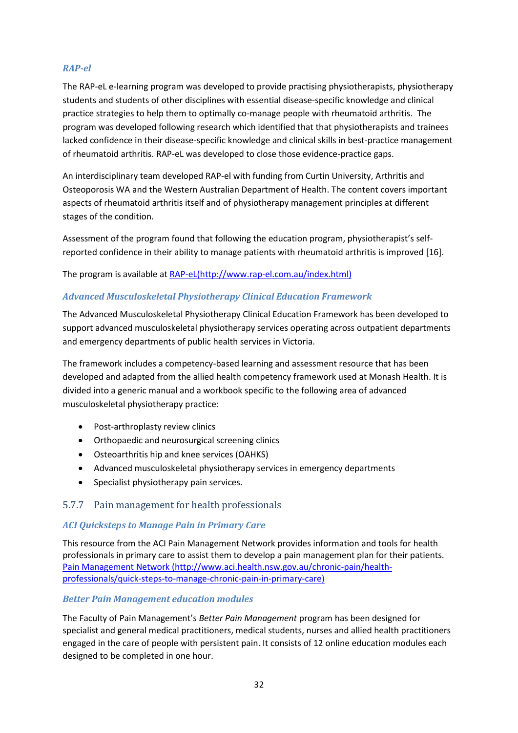#### *RAP-el*

The RAP-eL e-learning program was developed to provide practising physiotherapists, physiotherapy students and students of other disciplines with essential disease-specific knowledge and clinical practice strategies to help them to optimally co-manage people with rheumatoid arthritis. The program was developed following research which identified that that physiotherapists and trainees lacked confidence in their disease-specific knowledge and clinical skills in best-practice management of rheumatoid arthritis. RAP-eL was developed to close those evidence-practice gaps.

An interdisciplinary team developed RAP-el with funding from Curtin University, Arthritis and Osteoporosis WA and the Western Australian Department of Health. The content covers important aspects of rheumatoid arthritis itself and of physiotherapy management principles at different stages of the condition.

Assessment of the program found that following the education program, physiotherapist's self-reported confidence in their ability to manage patients with rheumatoid arthritis is improved [16].

The program is available at [RAP-eL(http://www.rap-el.com.au/index.html)](http://www.rap-el.com.au/index.html)

#### *Advanced Musculoskeletal Physiotherapy Clinical Education Framework*

The Advanced Musculoskeletal Physiotherapy Clinical Education Framework has been developed to support advanced musculoskeletal physiotherapy services operating across outpatient departments and emergency departments of public health services in Victoria.

The framework includes a competency-based learning and assessment resource that has been developed and adapted from the allied health competency framework used at Monash Health. It is divided into a generic manual and a workbook specific to the following area of advanced musculoskeletal physiotherapy practice:

- Post-arthroplasty review clinics
- Orthopaedic and neurosurgical screening clinics
- Osteoarthritis hip and knee services (OAHKS)
- Advanced musculoskeletal physiotherapy services in emergency departments
- Specialist physiotherapy pain services.

### 5.7.7 Pain management for health professionals

#### *ACI Quicksteps to Manage Pain in Primary Care*

This resource from the ACI Pain Management Network provides information and tools for health professionals in primary care to assist them to develop a pain management plan for their patients. [Pain Management Network (http://www.aci.health.nsw.gov.au/chronic-pain/health-professionals/quick-steps-to-manage-chronic-pain-in-primary-care)](http://www.aci.health.nsw.gov.au/chronic-pain/health-professionals/quick-steps-to-manage-chronic-pain-in-primary-care)

#### *Better Pain Management education modules*

The Faculty of Pain Management's *Better Pain Management* program has been designed for specialist and general medical practitioners, medical students, nurses and allied health practitioners engaged in the care of people with persistent pain. It consists of 12 online education modules each designed to be completed in one hour.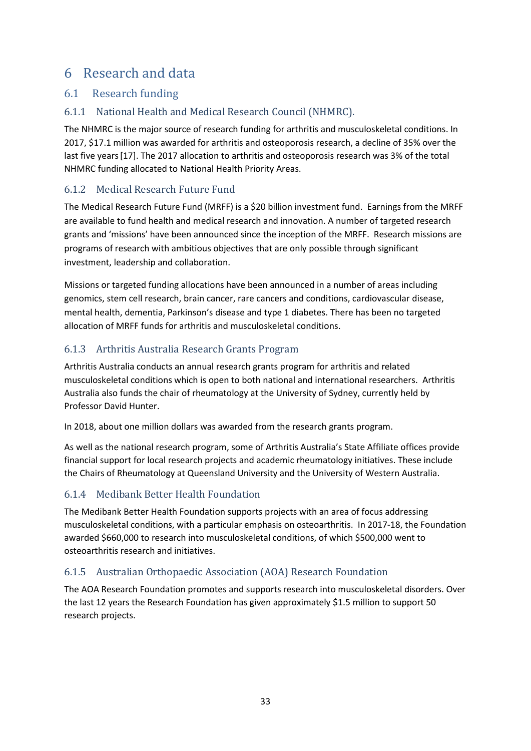# 6 Research and data

## 6.1 Research funding

### 6.1.1 National Health and Medical Research Council (NHMRC).

The NHMRC is the major source of research funding for arthritis and musculoskeletal conditions. In 2017, $17.1 million was awarded for arthritis and osteoporosis research, a decline of 35% over the last five years [17]. The 2017 allocation to arthritis and osteoporosis research was 3% of the total NHMRC funding allocated to National Health Priority Areas.

### 6.1.2 Medical Research Future Fund

The Medical Research Future Fund (MRFF) is a $20 billion investment fund. Earnings from the MRFF are available to fund health and medical research and innovation. A number of targeted research grants and 'missions' have been announced since the inception of the MRFF. Research missions are programs of research with ambitious objectives that are only possible through significant investment, leadership and collaboration.

Missions or targeted funding allocations have been announced in a number of areas including genomics, stem cell research, brain cancer, rare cancers and conditions, cardiovascular disease, mental health, dementia, Parkinson's disease and type 1 diabetes. There has been no targeted allocation of MRFF funds for arthritis and musculoskeletal conditions.

### 6.1.3 Arthritis Australia Research Grants Program

Arthritis Australia conducts an annual research grants program for arthritis and related musculoskeletal conditions which is open to both national and international researchers. Arthritis Australia also funds the chair of rheumatology at the University of Sydney, currently held by Professor David Hunter.

In 2018, about one million dollars was awarded from the research grants program.

As well as the national research program, some of Arthritis Australia's State Affiliate offices provide financial support for local research projects and academic rheumatology initiatives. These include the Chairs of Rheumatology at Queensland University and the University of Western Australia.

### 6.1.4 Medibank Better Health Foundation

The Medibank Better Health Foundation supports projects with an area of focus addressing musculoskeletal conditions, with a particular emphasis on osteoarthritis. In 2017-18, the Foundation awarded $660,000 to research into musculoskeletal conditions, of which $500,000 went to osteoarthritis research and initiatives.

### 6.1.5 Australian Orthopaedic Association (AOA) Research Foundation

The AOA Research Foundation promotes and supports research into musculoskeletal disorders. Over the last 12 years the Research Foundation has given approximately $1.5 million to support 50 research projects.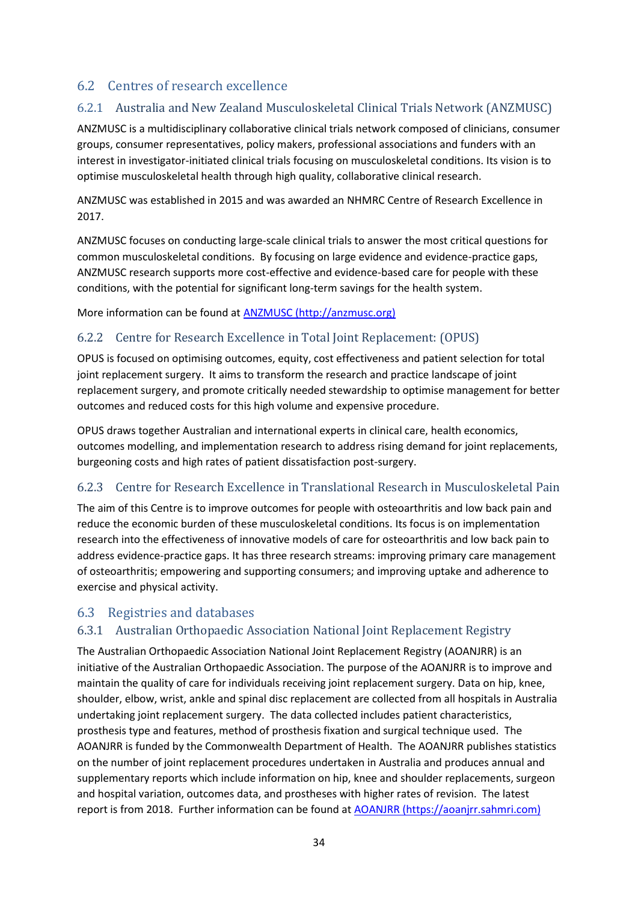## 6.2 Centres of research excellence

### 6.2.1 Australia and New Zealand Musculoskeletal Clinical Trials Network (ANZMUSC)

ANZMUSC is a multidisciplinary collaborative clinical trials network composed of clinicians, consumer groups, consumer representatives, policy makers, professional associations and funders with an interest in investigator-initiated clinical trials focusing on musculoskeletal conditions. Its vision is to optimise musculoskeletal health through high quality, collaborative clinical research.

ANZMUSC was established in 2015 and was awarded an NHMRC Centre of Research Excellence in 2017.

ANZMUSC focuses on conducting large-scale clinical trials to answer the most critical questions for common musculoskeletal conditions. By focusing on large evidence and evidence-practice gaps, ANZMUSC research supports more cost-effective and evidence-based care for people with these conditions, with the potential for significant long-term savings for the health system.

More information can be found at [ANZMUSC (http://anzmusc.org)](http://anzmusc.org)

### 6.2.2 Centre for Research Excellence in Total Joint Replacement: (OPUS)

OPUS is focused on optimising outcomes, equity, cost effectiveness and patient selection for total joint replacement surgery. It aims to transform the research and practice landscape of joint replacement surgery, and promote critically needed stewardship to optimise management for better outcomes and reduced costs for this high volume and expensive procedure.

OPUS draws together Australian and international experts in clinical care, health economics, outcomes modelling, and implementation research to address rising demand for joint replacements, burgeoning costs and high rates of patient dissatisfaction post-surgery.

### 6.2.3 Centre for Research Excellence in Translational Research in Musculoskeletal Pain

The aim of this Centre is to improve outcomes for people with osteoarthritis and low back pain and reduce the economic burden of these musculoskeletal conditions. Its focus is on implementation research into the effectiveness of innovative models of care for osteoarthritis and low back pain to address evidence-practice gaps. It has three research streams: improving primary care management of osteoarthritis; empowering and supporting consumers; and improving uptake and adherence to exercise and physical activity.

## 6.3 Registries and databases

### 6.3.1 Australian Orthopaedic Association National Joint Replacement Registry

The Australian Orthopaedic Association National Joint Replacement Registry (AOANJRR) is an initiative of the Australian Orthopaedic Association. The purpose of the AOANJRR is to improve and maintain the quality of care for individuals receiving joint replacement surgery. Data on hip, knee, shoulder, elbow, wrist, ankle and spinal disc replacement are collected from all hospitals in Australia undertaking joint replacement surgery. The data collected includes patient characteristics, prosthesis type and features, method of prosthesis fixation and surgical technique used. The AOANJRR is funded by the Commonwealth Department of Health. The AOANJRR publishes statistics on the number of joint replacement procedures undertaken in Australia and produces annual and supplementary reports which include information on hip, knee and shoulder replacements, surgeon and hospital variation, outcomes data, and prostheses with higher rates of revision. The latest report is from 2018. Further information can be found at [AOANJRR (https://aoanjrr.sahmri.com)](https://aoanjrr.sahmri.com)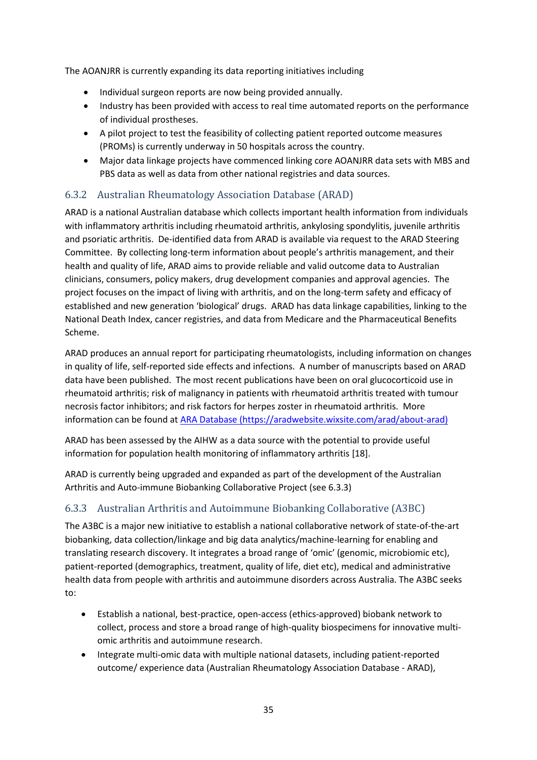The AOANJRR is currently expanding its data reporting initiatives including

- Individual surgeon reports are now being provided annually.
- Industry has been provided with access to real time automated reports on the performance of individual prostheses.
- A pilot project to test the feasibility of collecting patient reported outcome measures (PROMs) is currently underway in 50 hospitals across the country.
- Major data linkage projects have commenced linking core AOANJRR data sets with MBS and PBS data as well as data from other national registries and data sources.

### 6.3.2 Australian Rheumatology Association Database (ARAD)

ARAD is a national Australian database which collects important health information from individuals with inflammatory arthritis including rheumatoid arthritis, ankylosing spondylitis, juvenile arthritis and psoriatic arthritis. De-identified data from ARAD is available via request to the ARAD Steering Committee. By collecting long-term information about people's arthritis management, and their health and quality of life, ARAD aims to provide reliable and valid outcome data to Australian clinicians, consumers, policy makers, drug development companies and approval agencies. The project focuses on the impact of living with arthritis, and on the long-term safety and efficacy of established and new generation 'biological' drugs. ARAD has data linkage capabilities, linking to the National Death Index, cancer registries, and data from Medicare and the Pharmaceutical Benefits Scheme.

ARAD produces an annual report for participating rheumatologists, including information on changes in quality of life, self-reported side effects and infections. A number of manuscripts based on ARAD data have been published. The most recent publications have been on oral glucocorticoid use in rheumatoid arthritis; risk of malignancy in patients with rheumatoid arthritis treated with tumour necrosis factor inhibitors; and risk factors for herpes zoster in rheumatoid arthritis. More information can be found at [ARA Database (https://aradwebsite.wixsite.com/arad/about-arad)](https://aradwebsite.wixsite.com/arad/about-arad)

ARAD has been assessed by the AIHW as a data source with the potential to provide useful information for population health monitoring of inflammatory arthritis [18].

ARAD is currently being upgraded and expanded as part of the development of the Australian Arthritis and Auto-immune Biobanking Collaborative Project (see 6.3.3)

### 6.3.3 Australian Arthritis and Autoimmune Biobanking Collaborative (A3BC)

The A3BC is a major new initiative to establish a national collaborative network of state-of-the-art biobanking, data collection/linkage and big data analytics/machine-learning for enabling and translating research discovery. It integrates a broad range of 'omic' (genomic, microbiomic etc), patient-reported (demographics, treatment, quality of life, diet etc), medical and administrative health data from people with arthritis and autoimmune disorders across Australia. The A3BC seeks to:

- Establish a national, best-practice, open-access (ethics-approved) biobank network to collect, process and store a broad range of high-quality biospecimens for innovative multi-omic arthritis and autoimmune research.
- Integrate multi-omic data with multiple national datasets, including patient-reported outcome/ experience data (Australian Rheumatology Association Database - ARAD),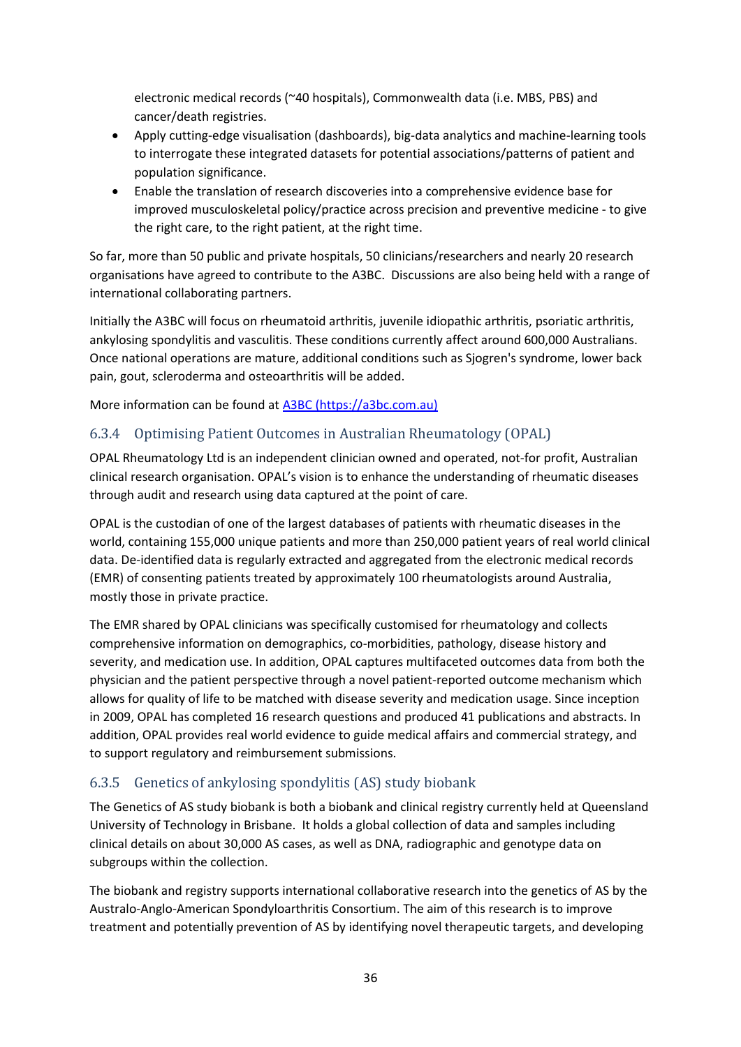electronic medical records (~40 hospitals), Commonwealth data (i.e. MBS, PBS) and cancer/death registries.

- Apply cutting-edge visualisation (dashboards), big-data analytics and machine-learning tools to interrogate these integrated datasets for potential associations/patterns of patient and population significance.
- Enable the translation of research discoveries into a comprehensive evidence base for improved musculoskeletal policy/practice across precision and preventive medicine - to give the right care, to the right patient, at the right time.

So far, more than 50 public and private hospitals, 50 clinicians/researchers and nearly 20 research organisations have agreed to contribute to the A3BC. Discussions are also being held with a range of international collaborating partners.

Initially the A3BC will focus on rheumatoid arthritis, juvenile idiopathic arthritis, psoriatic arthritis, ankylosing spondylitis and vasculitis. These conditions currently affect around 600,000 Australians. Once national operations are mature, additional conditions such as Sjogren's syndrome, lower back pain, gout, scleroderma and osteoarthritis will be added.

More information can be found at [A3BC (https://a3bc.com.au)](https://a3bc.com.au)

### 6.3.4 Optimising Patient Outcomes in Australian Rheumatology (OPAL)

OPAL Rheumatology Ltd is an independent clinician owned and operated, not-for profit, Australian clinical research organisation. OPAL's vision is to enhance the understanding of rheumatic diseases through audit and research using data captured at the point of care.

OPAL is the custodian of one of the largest databases of patients with rheumatic diseases in the world, containing 155,000 unique patients and more than 250,000 patient years of real world clinical data. De-identified data is regularly extracted and aggregated from the electronic medical records (EMR) of consenting patients treated by approximately 100 rheumatologists around Australia, mostly those in private practice.

The EMR shared by OPAL clinicians was specifically customised for rheumatology and collects comprehensive information on demographics, co-morbidities, pathology, disease history and severity, and medication use. In addition, OPAL captures multifaceted outcomes data from both the physician and the patient perspective through a novel patient-reported outcome mechanism which allows for quality of life to be matched with disease severity and medication usage. Since inception in 2009, OPAL has completed 16 research questions and produced 41 publications and abstracts. In addition, OPAL provides real world evidence to guide medical affairs and commercial strategy, and to support regulatory and reimbursement submissions.

### 6.3.5 Genetics of ankylosing spondylitis (AS) study biobank

The Genetics of AS study biobank is both a biobank and clinical registry currently held at Queensland University of Technology in Brisbane. It holds a global collection of data and samples including clinical details on about 30,000 AS cases, as well as DNA, radiographic and genotype data on subgroups within the collection.

The biobank and registry supports international collaborative research into the genetics of AS by the Australo-Anglo-American Spondyloarthritis Consortium. The aim of this research is to improve treatment and potentially prevention of AS by identifying novel therapeutic targets, and developing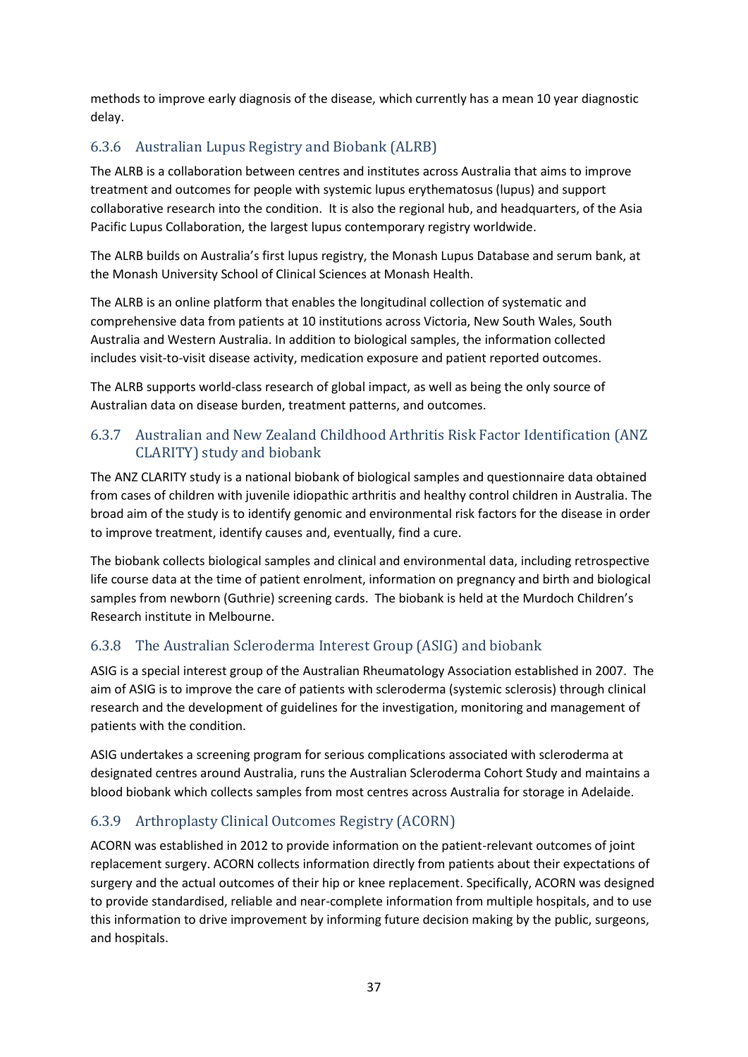methods to improve early diagnosis of the disease, which currently has a mean 10 year diagnostic delay.

### 6.3.6 Australian Lupus Registry and Biobank (ALRB)

The ALRB is a collaboration between centres and institutes across Australia that aims to improve treatment and outcomes for people with systemic lupus erythematosus (lupus) and support collaborative research into the condition. It is also the regional hub, and headquarters, of the Asia Pacific Lupus Collaboration, the largest lupus contemporary registry worldwide.

The ALRB builds on Australia's first lupus registry, the Monash Lupus Database and serum bank, at the Monash University School of Clinical Sciences at Monash Health.

The ALRB is an online platform that enables the longitudinal collection of systematic and comprehensive data from patients at 10 institutions across Victoria, New South Wales, South Australia and Western Australia. In addition to biological samples, the information collected includes visit-to-visit disease activity, medication exposure and patient reported outcomes.

The ALRB supports world-class research of global impact, as well as being the only source of Australian data on disease burden, treatment patterns, and outcomes.

### 6.3.7 Australian and New Zealand Childhood Arthritis Risk Factor Identification (ANZ CLARITY) study and biobank

The ANZ CLARITY study is a national biobank of biological samples and questionnaire data obtained from cases of children with juvenile idiopathic arthritis and healthy control children in Australia. The broad aim of the study is to identify genomic and environmental risk factors for the disease in order to improve treatment, identify causes and, eventually, find a cure.

The biobank collects biological samples and clinical and environmental data, including retrospective life course data at the time of patient enrolment, information on pregnancy and birth and biological samples from newborn (Guthrie) screening cards. The biobank is held at the Murdoch Children's Research institute in Melbourne.

### 6.3.8 The Australian Scleroderma Interest Group (ASIG) and biobank

ASIG is a special interest group of the Australian Rheumatology Association established in 2007. The aim of ASIG is to improve the care of patients with scleroderma (systemic sclerosis) through clinical research and the development of guidelines for the investigation, monitoring and management of patients with the condition.

ASIG undertakes a screening program for serious complications associated with scleroderma at designated centres around Australia, runs the Australian Scleroderma Cohort Study and maintains a blood biobank which collects samples from most centres across Australia for storage in Adelaide.

### 6.3.9 Arthroplasty Clinical Outcomes Registry (ACORN)

ACORN was established in 2012 to provide information on the patient-relevant outcomes of joint replacement surgery. ACORN collects information directly from patients about their expectations of surgery and the actual outcomes of their hip or knee replacement. Specifically, ACORN was designed to provide standardised, reliable and near-complete information from multiple hospitals, and to use this information to drive improvement by informing future decision making by the public, surgeons, and hospitals.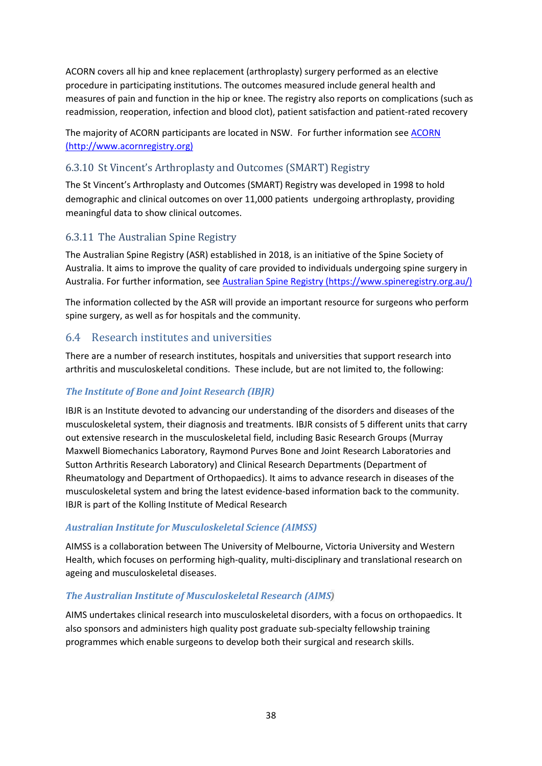ACORN covers all hip and knee replacement (arthroplasty) surgery performed as an elective procedure in participating institutions. The outcomes measured include general health and measures of pain and function in the hip or knee. The registry also reports on complications (such as readmission, reoperation, infection and blood clot), patient satisfaction and patient-rated recovery

The majority of ACORN participants are located in NSW. For further information see [ACORN (http://www.acornregistry.org)](http://www.acornregistry.org)

### 6.3.10 St Vincent's Arthroplasty and Outcomes (SMART) Registry

The St Vincent's Arthroplasty and Outcomes (SMART) Registry was developed in 1998 to hold demographic and clinical outcomes on over 11,000 patients undergoing arthroplasty, providing meaningful data to show clinical outcomes.

### 6.3.11 The Australian Spine Registry

The Australian Spine Registry (ASR) established in 2018, is an initiative of the Spine Society of Australia. It aims to improve the quality of care provided to individuals undergoing spine surgery in Australia. For further information, see [Australian Spine Registry (https://www.spineregistry.org.au/)](https://www.spineregistry.org.au/)

The information collected by the ASR will provide an important resource for surgeons who perform spine surgery, as well as for hospitals and the community.

## 6.4 Research institutes and universities

There are a number of research institutes, hospitals and universities that support research into arthritis and musculoskeletal conditions. These include, but are not limited to, the following:

***The Institute of Bone and Joint Research (IBJR)***

IBJR is an Institute devoted to advancing our understanding of the disorders and diseases of the musculoskeletal system, their diagnosis and treatments. IBJR consists of 5 different units that carry out extensive research in the musculoskeletal field, including Basic Research Groups (Murray Maxwell Biomechanics Laboratory, Raymond Purves Bone and Joint Research Laboratories and Sutton Arthritis Research Laboratory) and Clinical Research Departments (Department of Rheumatology and Department of Orthopaedics). It aims to advance research in diseases of the musculoskeletal system and bring the latest evidence-based information back to the community. IBJR is part of the Kolling Institute of Medical Research

***Australian Institute for Musculoskeletal Science (AIMSS)***

AIMSS is a collaboration between The University of Melbourne, Victoria University and Western Health, which focuses on performing high-quality, multi-disciplinary and translational research on ageing and musculoskeletal diseases.

***The Australian Institute of Musculoskeletal Research (AIMS)***

AIMS undertakes clinical research into musculoskeletal disorders, with a focus on orthopaedics. It also sponsors and administers high quality post graduate sub-specialty fellowship training programmes which enable surgeons to develop both their surgical and research skills.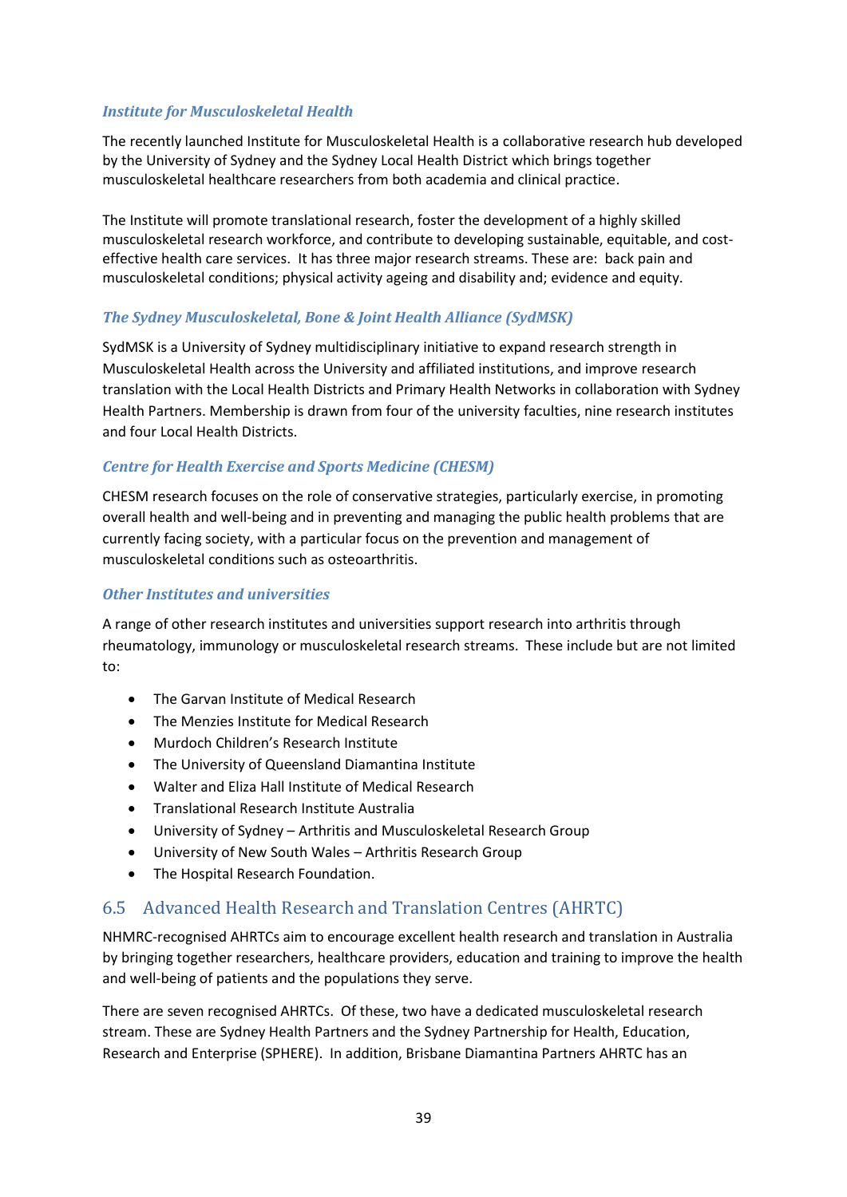### *Institute for Musculoskeletal Health*

The recently launched Institute for Musculoskeletal Health is a collaborative research hub developed by the University of Sydney and the Sydney Local Health District which brings together musculoskeletal healthcare researchers from both academia and clinical practice.

The Institute will promote translational research, foster the development of a highly skilled musculoskeletal research workforce, and contribute to developing sustainable, equitable, and cost-effective health care services. It has three major research streams. These are: back pain and musculoskeletal conditions; physical activity ageing and disability and; evidence and equity.

### *The Sydney Musculoskeletal, Bone & Joint Health Alliance (SydMSK)*

SydMSK is a University of Sydney multidisciplinary initiative to expand research strength in Musculoskeletal Health across the University and affiliated institutions, and improve research translation with the Local Health Districts and Primary Health Networks in collaboration with Sydney Health Partners. Membership is drawn from four of the university faculties, nine research institutes and four Local Health Districts.

### *Centre for Health Exercise and Sports Medicine (CHESM)*

CHESM research focuses on the role of conservative strategies, particularly exercise, in promoting overall health and well-being and in preventing and managing the public health problems that are currently facing society, with a particular focus on the prevention and management of musculoskeletal conditions such as osteoarthritis.

### *Other Institutes and universities*

A range of other research institutes and universities support research into arthritis through rheumatology, immunology or musculoskeletal research streams. These include but are not limited to:

- The Garvan Institute of Medical Research
- The Menzies Institute for Medical Research
- Murdoch Children's Research Institute
- The University of Queensland Diamantina Institute
- Walter and Eliza Hall Institute of Medical Research
- Translational Research Institute Australia
- University of Sydney – Arthritis and Musculoskeletal Research Group
- University of New South Wales – Arthritis Research Group
- The Hospital Research Foundation.

## 6.5 Advanced Health Research and Translation Centres (AHRTC)

NHMRC-recognised AHRTCs aim to encourage excellent health research and translation in Australia by bringing together researchers, healthcare providers, education and training to improve the health and well-being of patients and the populations they serve.

There are seven recognised AHRTCs. Of these, two have a dedicated musculoskeletal research stream. These are Sydney Health Partners and the Sydney Partnership for Health, Education, Research and Enterprise (SPHERE). In addition, Brisbane Diamantina Partners AHRTC has an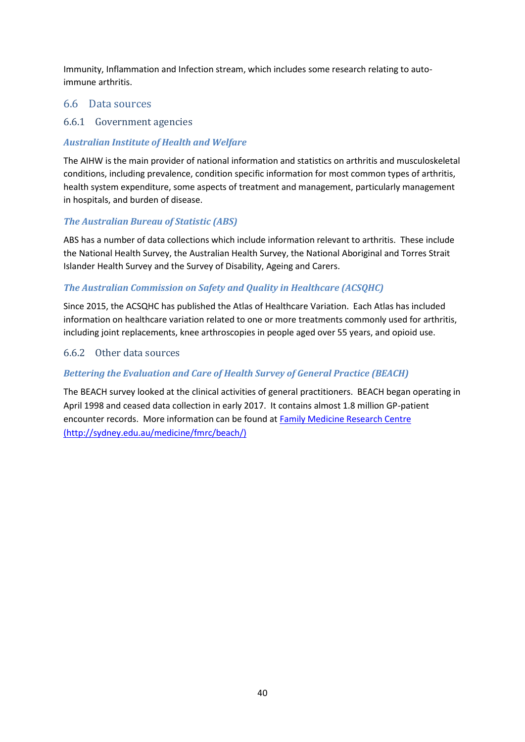Immunity, Inflammation and Infection stream, which includes some research relating to auto-immune arthritis.

## 6.6 Data sources

### 6.6.1 Government agencies

#### *Australian Institute of Health and Welfare*

The AIHW is the main provider of national information and statistics on arthritis and musculoskeletal conditions, including prevalence, condition specific information for most common types of arthritis, health system expenditure, some aspects of treatment and management, particularly management in hospitals, and burden of disease.

#### *The Australian Bureau of Statistic (ABS)*

ABS has a number of data collections which include information relevant to arthritis. These include the National Health Survey, the Australian Health Survey, the National Aboriginal and Torres Strait Islander Health Survey and the Survey of Disability, Ageing and Carers.

#### *The Australian Commission on Safety and Quality in Healthcare (ACSQHC)*

Since 2015, the ACSQHC has published the Atlas of Healthcare Variation. Each Atlas has included information on healthcare variation related to one or more treatments commonly used for arthritis, including joint replacements, knee arthroscopies in people aged over 55 years, and opioid use.

### 6.6.2 Other data sources

#### *Bettering the Evaluation and Care of Health Survey of General Practice (BEACH)*

The BEACH survey looked at the clinical activities of general practitioners. BEACH began operating in April 1998 and ceased data collection in early 2017. It contains almost 1.8 million GP-patient encounter records. More information can be found at [Family Medicine Research Centre (http://sydney.edu.au/medicine/fmrc/beach/)](http://sydney.edu.au/medicine/fmrc/beach/)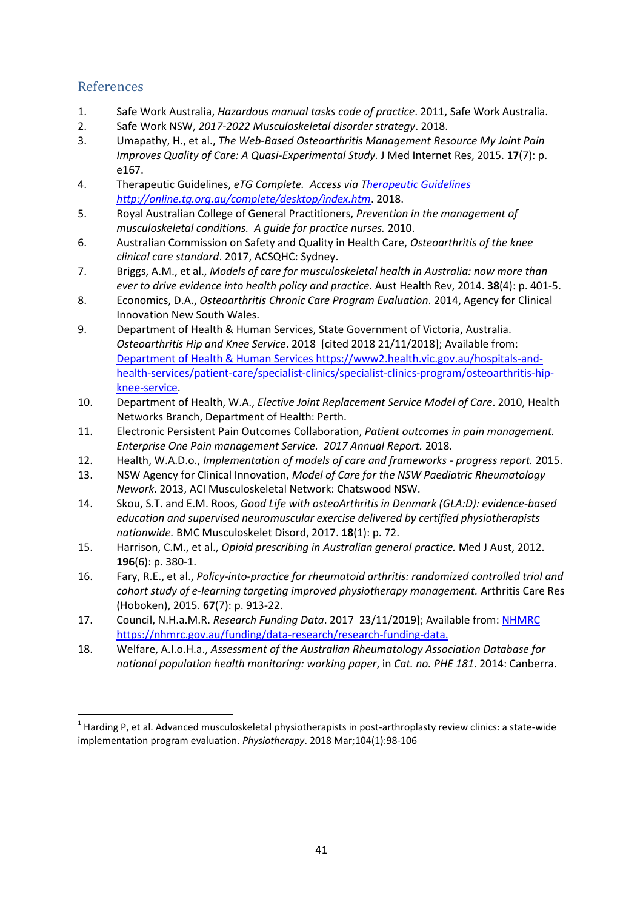## References

1. Safe Work Australia, *Hazardous manual tasks code of practice*. 2011, Safe Work Australia.
2. Safe Work NSW, *2017-2022 Musculoskeletal disorder strategy*. 2018.
3. Umapathy, H., et al., *The Web-Based Osteoarthritis Management Resource My Joint Pain Improves Quality of Care: A Quasi-Experimental Study.* J Med Internet Res, 2015. **17**(7): p. e167.
4. Therapeutic Guidelines, *eTG Complete. Access via Therapeutic Guidelines http://online.tg.org.au/complete/desktop/index.htm*. 2018.
5. Royal Australian College of General Practitioners, *Prevention in the management of musculoskeletal conditions. A guide for practice nurses.* 2010.
6. Australian Commission on Safety and Quality in Health Care, *Osteoarthritis of the knee clinical care standard*. 2017, ACSQHC: Sydney.
7. Briggs, A.M., et al., *Models of care for musculoskeletal health in Australia: now more than ever to drive evidence into health policy and practice.* Aust Health Rev, 2014. **38**(4): p. 401-5.
8. Economics, D.A., *Osteoarthritis Chronic Care Program Evaluation*. 2014, Agency for Clinical Innovation New South Wales.
9. Department of Health & Human Services, State Government of Victoria, Australia. *Osteoarthritis Hip and Knee Service*. 2018 [cited 2018 21/11/2018]; Available from: Department of Health & Human Services https://www2.health.vic.gov.au/hospitals-and-health-services/patient-care/specialist-clinics/specialist-clinics-program/osteoarthritis-hip-knee-service.
10. Department of Health, W.A., *Elective Joint Replacement Service Model of Care*. 2010, Health Networks Branch, Department of Health: Perth.
11. Electronic Persistent Pain Outcomes Collaboration, *Patient outcomes in pain management. Enterprise One Pain management Service. 2017 Annual Report.* 2018.
12. Health, W.A.D.o., *Implementation of models of care and frameworks - progress report.* 2015.
13. NSW Agency for Clinical Innovation, *Model of Care for the NSW Paediatric Rheumatology Nework*. 2013, ACI Musculoskeletal Network: Chatswood NSW.
14. Skou, S.T. and E.M. Roos, *Good Life with osteoArthritis in Denmark (GLA:D): evidence-based education and supervised neuromuscular exercise delivered by certified physiotherapists nationwide.* BMC Musculoskelet Disord, 2017. **18**(1): p. 72.
15. Harrison, C.M., et al., *Opioid prescribing in Australian general practice.* Med J Aust, 2012. **196**(6): p. 380-1.
16. Fary, R.E., et al., *Policy-into-practice for rheumatoid arthritis: randomized controlled trial and cohort study of e-learning targeting improved physiotherapy management.* Arthritis Care Res (Hoboken), 2015. **67**(7): p. 913-22.
17. Council, N.H.a.M.R. *Research Funding Data*. 2017 23/11/2019]; Available from: NHMRC https://nhmrc.gov.au/funding/data-research/research-funding-data.
18. Welfare, A.I.o.H.a., *Assessment of the Australian Rheumatology Association Database for national population health monitoring: working paper*, in *Cat. no. PHE 181*. 2014: Canberra.

---

[1] Harding P, et al. Advanced musculoskeletal physiotherapists in post-arthroplasty review clinics: a state-wide implementation program evaluation. *Physiotherapy*. 2018 Mar;104(1):98-106